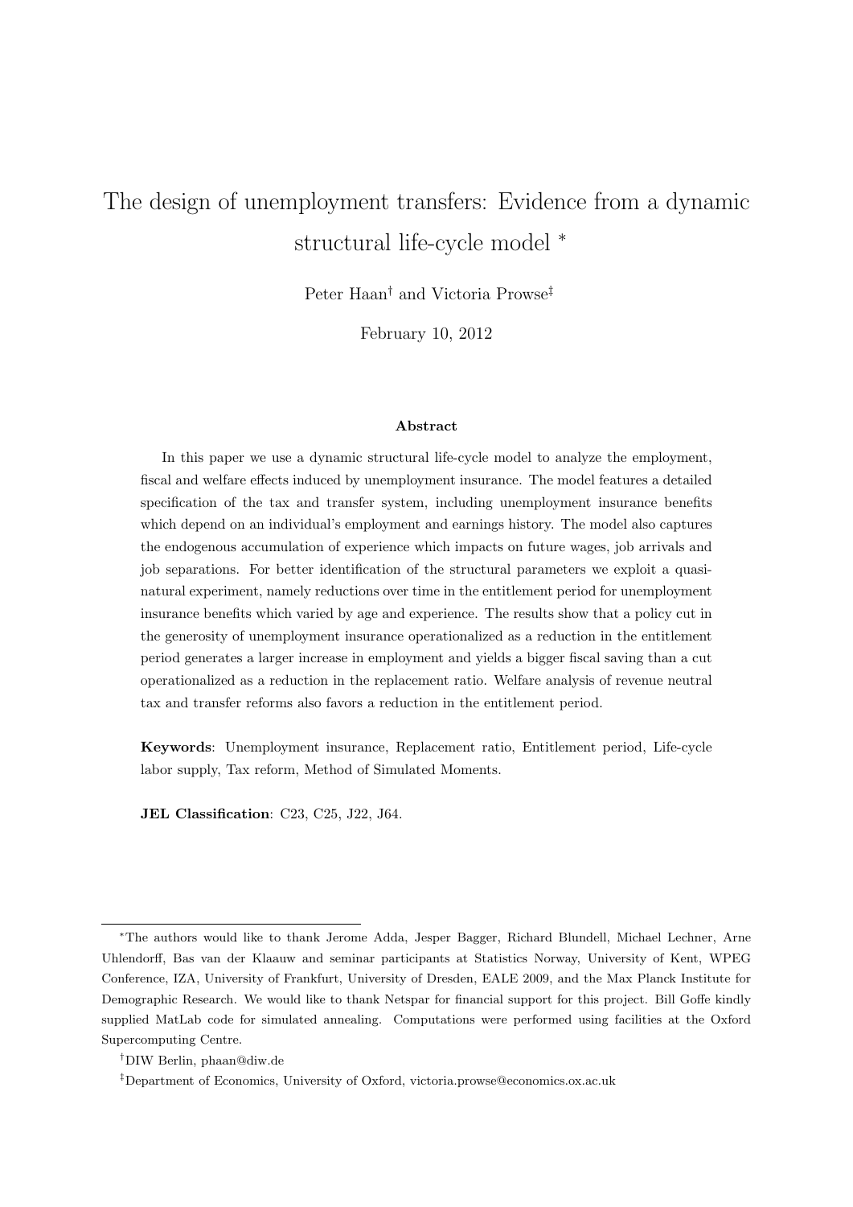# The design of unemployment transfers: Evidence from a dynamic structural life-cycle model *

Peter Haan† and Victoria Prowse‡

February 10, 2012

### Abstract

In this paper we use a dynamic structural life-cycle model to analyze the employment, fiscal and welfare effects induced by unemployment insurance. The model features a detailed specification of the tax and transfer system, including unemployment insurance benefits which depend on an individual's employment and earnings history. The model also captures the endogenous accumulation of experience which impacts on future wages, job arrivals and job separations. For better identification of the structural parameters we exploit a quasi-natural experiment, namely reductions over time in the entitlement period for unemployment insurance benefits which varied by age and experience. The results show that a policy cut in the generosity of unemployment insurance operationalized as a reduction in the entitlement period generates a larger increase in employment and yields a bigger fiscal saving than a cut operationalized as a reduction in the replacement ratio. Welfare analysis of revenue neutral tax and transfer reforms also favors a reduction in the entitlement period.

**Keywords**: Unemployment insurance, Replacement ratio, Entitlement period, Life-cycle labor supply, Tax reform, Method of Simulated Moments.

**JEL Classification**: C23, C25, J22, J64.

---

*The authors would like to thank Jerome Adda, Jesper Bagger, Richard Blundell, Michael Lechner, Arne Uhlendorff, Bas van der Klaauw and seminar participants at Statistics Norway, University of Kent, WPEG Conference, IZA, University of Frankfurt, University of Dresden, EALE 2009, and the Max Planck Institute for Demographic Research. We would like to thank Netspar for financial support for this project. Bill Goffe kindly supplied MatLab code for simulated annealing. Computations were performed using facilities at the Oxford Supercomputing Centre.

†DIW Berlin, phaan@diw.de

‡Department of Economics, University of Oxford, victoria.prowse@economics.ox.ac.uk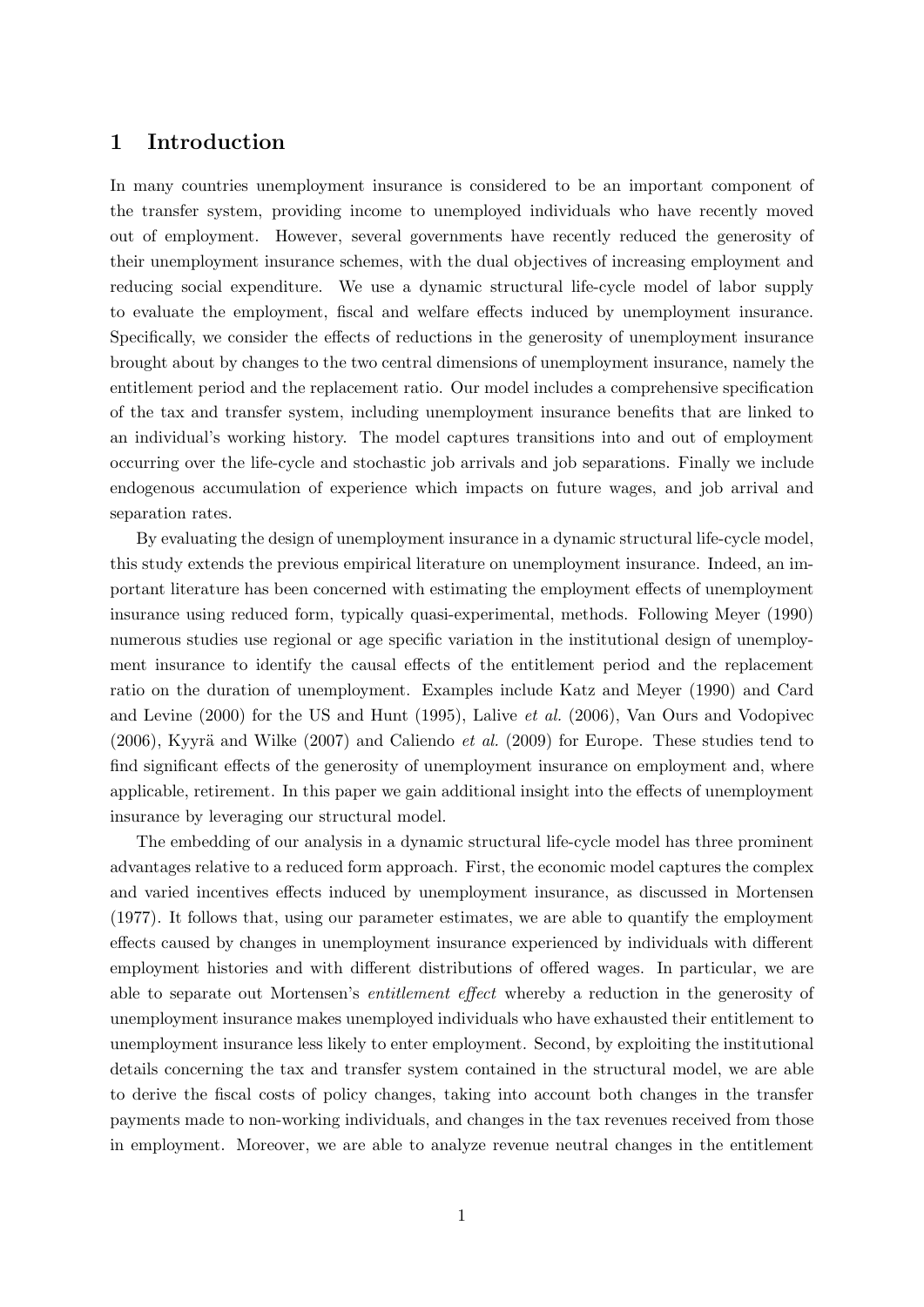# 1 Introduction

In many countries unemployment insurance is considered to be an important component of the transfer system, providing income to unemployed individuals who have recently moved out of employment. However, several governments have recently reduced the generosity of their unemployment insurance schemes, with the dual objectives of increasing employment and reducing social expenditure. We use a dynamic structural life-cycle model of labor supply to evaluate the employment, fiscal and welfare effects induced by unemployment insurance. Specifically, we consider the effects of reductions in the generosity of unemployment insurance brought about by changes to the two central dimensions of unemployment insurance, namely the entitlement period and the replacement ratio. Our model includes a comprehensive specification of the tax and transfer system, including unemployment insurance benefits that are linked to an individual's working history. The model captures transitions into and out of employment occurring over the life-cycle and stochastic job arrivals and job separations. Finally we include endogenous accumulation of experience which impacts on future wages, and job arrival and separation rates.

By evaluating the design of unemployment insurance in a dynamic structural life-cycle model, this study extends the previous empirical literature on unemployment insurance. Indeed, an important literature has been concerned with estimating the employment effects of unemployment insurance using reduced form, typically quasi-experimental, methods. Following Meyer (1990) numerous studies use regional or age specific variation in the institutional design of unemployment insurance to identify the causal effects of the entitlement period and the replacement ratio on the duration of unemployment. Examples include Katz and Meyer (1990) and Card and Levine (2000) for the US and Hunt (1995), Lalive *et al.* (2006), Van Ours and Vodopivec (2006), Kyyrä and Wilke (2007) and Caliendo *et al.* (2009) for Europe. These studies tend to find significant effects of the generosity of unemployment insurance on employment and, where applicable, retirement. In this paper we gain additional insight into the effects of unemployment insurance by leveraging our structural model.

The embedding of our analysis in a dynamic structural life-cycle model has three prominent advantages relative to a reduced form approach. First, the economic model captures the complex and varied incentives effects induced by unemployment insurance, as discussed in Mortensen (1977). It follows that, using our parameter estimates, we are able to quantify the employment effects caused by changes in unemployment insurance experienced by individuals with different employment histories and with different distributions of offered wages. In particular, we are able to separate out Mortensen's *entitlement effect* whereby a reduction in the generosity of unemployment insurance makes unemployed individuals who have exhausted their entitlement to unemployment insurance less likely to enter employment. Second, by exploiting the institutional details concerning the tax and transfer system contained in the structural model, we are able to derive the fiscal costs of policy changes, taking into account both changes in the transfer payments made to non-working individuals, and changes in the tax revenues received from those in employment. Moreover, we are able to analyze revenue neutral changes in the entitlement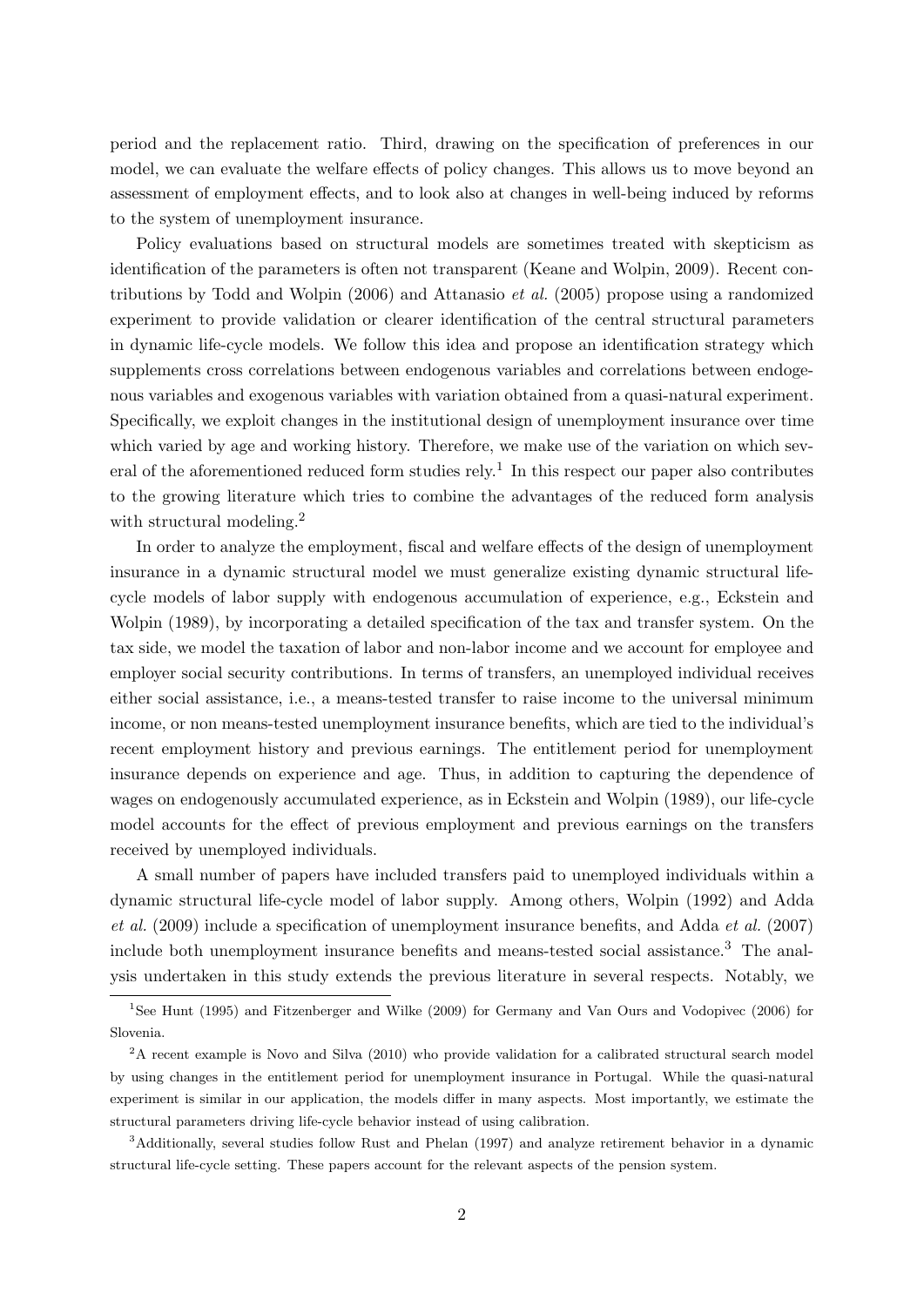period and the replacement ratio. Third, drawing on the specification of preferences in our model, we can evaluate the welfare effects of policy changes. This allows us to move beyond an assessment of employment effects, and to look also at changes in well-being induced by reforms to the system of unemployment insurance.

Policy evaluations based on structural models are sometimes treated with skepticism as identification of the parameters is often not transparent (Keane and Wolpin, 2009). Recent contributions by Todd and Wolpin (2006) and Attanasio *et al.* (2005) propose using a randomized experiment to provide validation or clearer identification of the central structural parameters in dynamic life-cycle models. We follow this idea and propose an identification strategy which supplements cross correlations between endogenous variables and correlations between endogenous variables and exogenous variables with variation obtained from a quasi-natural experiment. Specifically, we exploit changes in the institutional design of unemployment insurance over time which varied by age and working history. Therefore, we make use of the variation on which several of the aforementioned reduced form studies rely.[1] In this respect our paper also contributes to the growing literature which tries to combine the advantages of the reduced form analysis with structural modeling.[2]

In order to analyze the employment, fiscal and welfare effects of the design of unemployment insurance in a dynamic structural model we must generalize existing dynamic structural life-cycle models of labor supply with endogenous accumulation of experience, e.g., Eckstein and Wolpin (1989), by incorporating a detailed specification of the tax and transfer system. On the tax side, we model the taxation of labor and non-labor income and we account for employee and employer social security contributions. In terms of transfers, an unemployed individual receives either social assistance, i.e., a means-tested transfer to raise income to the universal minimum income, or non means-tested unemployment insurance benefits, which are tied to the individual's recent employment history and previous earnings. The entitlement period for unemployment insurance depends on experience and age. Thus, in addition to capturing the dependence of wages on endogenously accumulated experience, as in Eckstein and Wolpin (1989), our life-cycle model accounts for the effect of previous employment and previous earnings on the transfers received by unemployed individuals.

A small number of papers have included transfers paid to unemployed individuals within a dynamic structural life-cycle model of labor supply. Among others, Wolpin (1992) and Adda *et al.* (2009) include a specification of unemployment insurance benefits, and Adda *et al.* (2007) include both unemployment insurance benefits and means-tested social assistance.[3] The analysis undertaken in this study extends the previous literature in several respects. Notably, we

---

[1] See Hunt (1995) and Fitzenberger and Wilke (2009) for Germany and Van Ours and Vodopivec (2006) for Slovenia.

[2] A recent example is Novo and Silva (2010) who provide validation for a calibrated structural search model by using changes in the entitlement period for unemployment insurance in Portugal. While the quasi-natural experiment is similar in our application, the models differ in many aspects. Most importantly, we estimate the structural parameters driving life-cycle behavior instead of using calibration.

[3] Additionally, several studies follow Rust and Phelan (1997) and analyze retirement behavior in a dynamic structural life-cycle setting. These papers account for the relevant aspects of the pension system.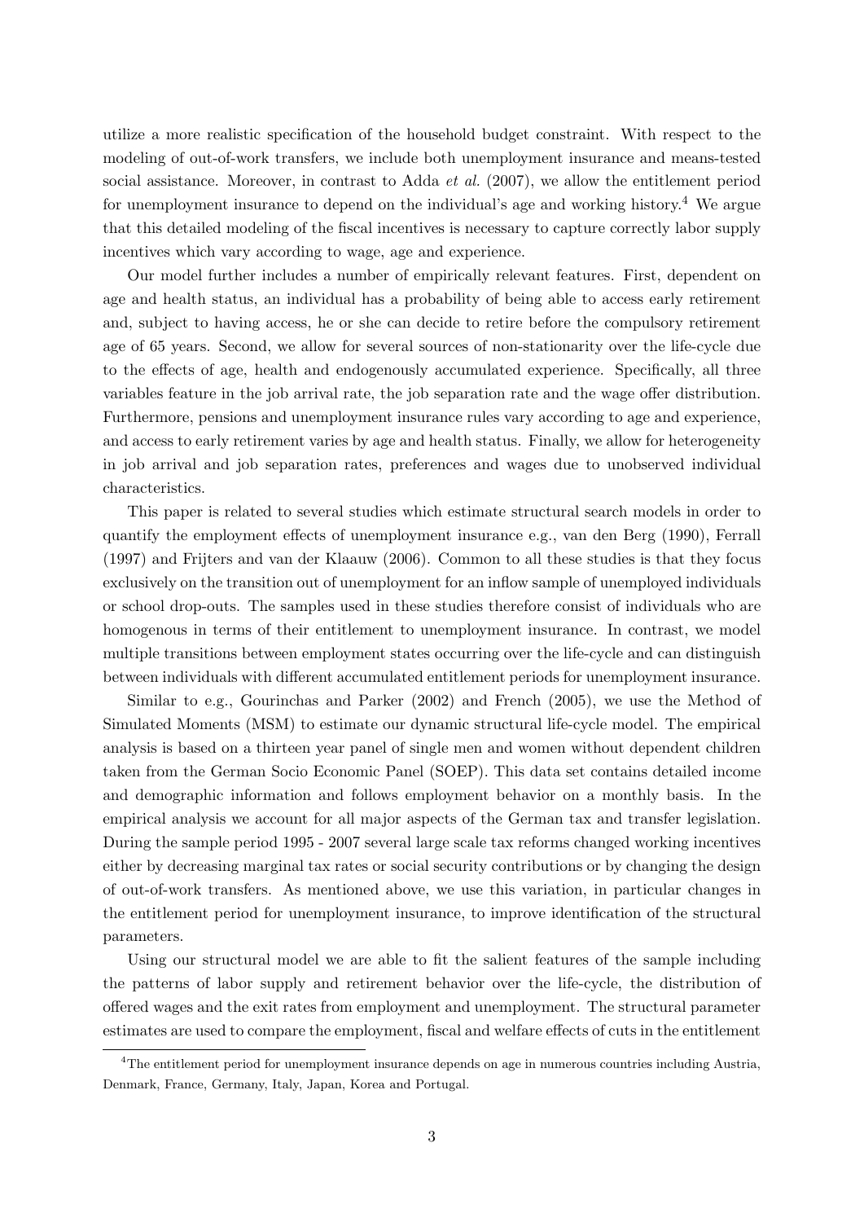utilize a more realistic specification of the household budget constraint. With respect to the modeling of out-of-work transfers, we include both unemployment insurance and means-tested social assistance. Moreover, in contrast to Adda *et al.* (2007), we allow the entitlement period for unemployment insurance to depend on the individual's age and working history.[4] We argue that this detailed modeling of the fiscal incentives is necessary to capture correctly labor supply incentives which vary according to wage, age and experience.

Our model further includes a number of empirically relevant features. First, dependent on age and health status, an individual has a probability of being able to access early retirement and, subject to having access, he or she can decide to retire before the compulsory retirement age of 65 years. Second, we allow for several sources of non-stationarity over the life-cycle due to the effects of age, health and endogenously accumulated experience. Specifically, all three variables feature in the job arrival rate, the job separation rate and the wage offer distribution. Furthermore, pensions and unemployment insurance rules vary according to age and experience, and access to early retirement varies by age and health status. Finally, we allow for heterogeneity in job arrival and job separation rates, preferences and wages due to unobserved individual characteristics.

This paper is related to several studies which estimate structural search models in order to quantify the employment effects of unemployment insurance e.g., van den Berg (1990), Ferrall (1997) and Frijters and van der Klaauw (2006). Common to all these studies is that they focus exclusively on the transition out of unemployment for an inflow sample of unemployed individuals or school drop-outs. The samples used in these studies therefore consist of individuals who are homogenous in terms of their entitlement to unemployment insurance. In contrast, we model multiple transitions between employment states occurring over the life-cycle and can distinguish between individuals with different accumulated entitlement periods for unemployment insurance.

Similar to e.g., Gourinchas and Parker (2002) and French (2005), we use the Method of Simulated Moments (MSM) to estimate our dynamic structural life-cycle model. The empirical analysis is based on a thirteen year panel of single men and women without dependent children taken from the German Socio Economic Panel (SOEP). This data set contains detailed income and demographic information and follows employment behavior on a monthly basis. In the empirical analysis we account for all major aspects of the German tax and transfer legislation. During the sample period 1995 - 2007 several large scale tax reforms changed working incentives either by decreasing marginal tax rates or social security contributions or by changing the design of out-of-work transfers. As mentioned above, we use this variation, in particular changes in the entitlement period for unemployment insurance, to improve identification of the structural parameters.

Using our structural model we are able to fit the salient features of the sample including the patterns of labor supply and retirement behavior over the life-cycle, the distribution of offered wages and the exit rates from employment and unemployment. The structural parameter estimates are used to compare the employment, fiscal and welfare effects of cuts in the entitlement

[4] The entitlement period for unemployment insurance depends on age in numerous countries including Austria, Denmark, France, Germany, Italy, Japan, Korea and Portugal.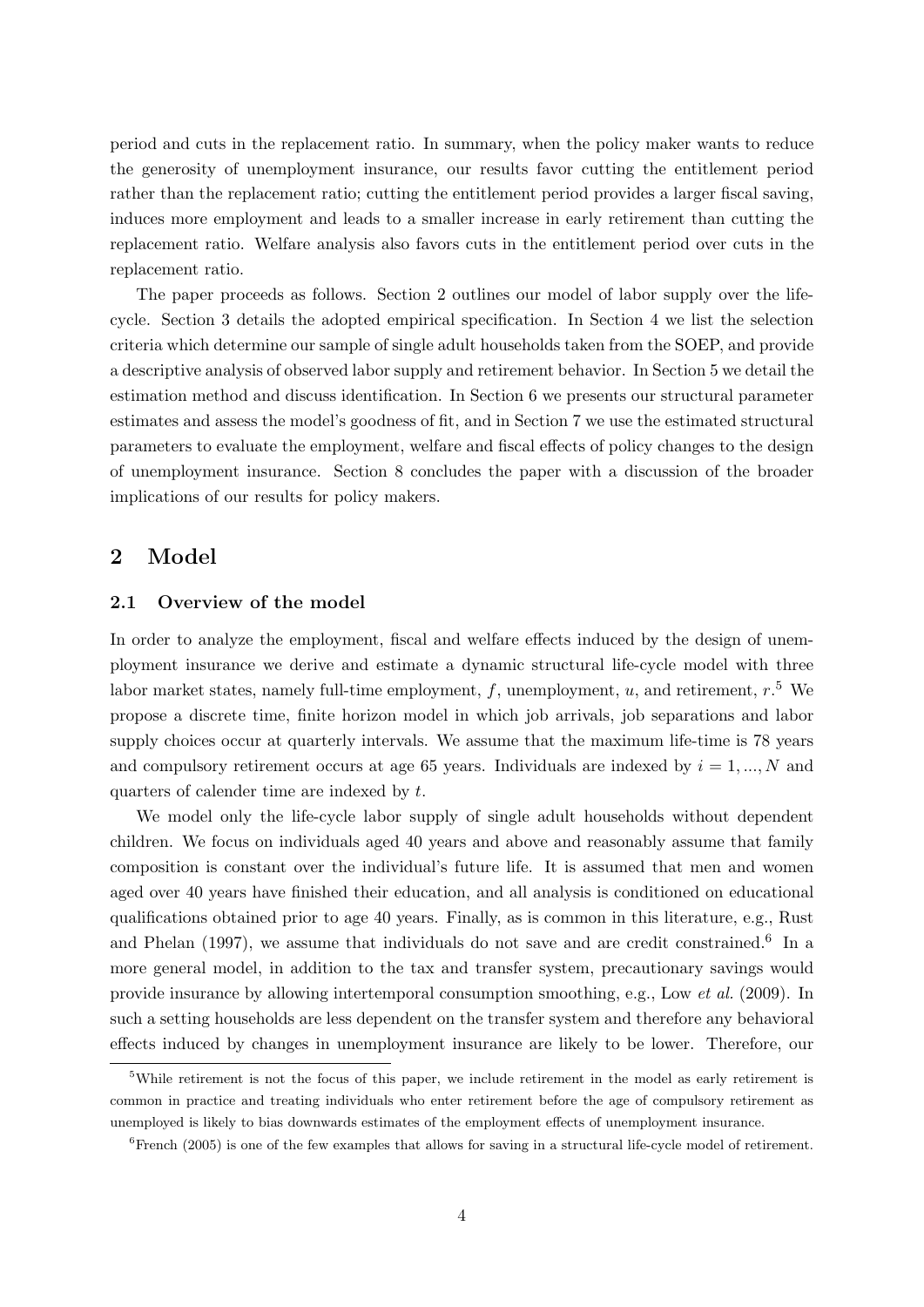period and cuts in the replacement ratio. In summary, when the policy maker wants to reduce the generosity of unemployment insurance, our results favor cutting the entitlement period rather than the replacement ratio; cutting the entitlement period provides a larger fiscal saving, induces more employment and leads to a smaller increase in early retirement than cutting the replacement ratio. Welfare analysis also favors cuts in the entitlement period over cuts in the replacement ratio.

The paper proceeds as follows. Section 2 outlines our model of labor supply over the life-cycle. Section 3 details the adopted empirical specification. In Section 4 we list the selection criteria which determine our sample of single adult households taken from the SOEP, and provide a descriptive analysis of observed labor supply and retirement behavior. In Section 5 we detail the estimation method and discuss identification. In Section 6 we presents our structural parameter estimates and assess the model's goodness of fit, and in Section 7 we use the estimated structural parameters to evaluate the employment, welfare and fiscal effects of policy changes to the design of unemployment insurance. Section 8 concludes the paper with a discussion of the broader implications of our results for policy makers.

## 2 Model

### 2.1 Overview of the model

In order to analyze the employment, fiscal and welfare effects induced by the design of unemployment insurance we derive and estimate a dynamic structural life-cycle model with three labor market states, namely full-time employment, $f$, unemployment, $u$, and retirement, $r$.[5] We propose a discrete time, finite horizon model in which job arrivals, job separations and labor supply choices occur at quarterly intervals. We assume that the maximum life-time is 78 years and compulsory retirement occurs at age 65 years. Individuals are indexed by $i = 1, ..., N$ and quarters of calender time are indexed by $t$.

We model only the life-cycle labor supply of single adult households without dependent children. We focus on individuals aged 40 years and above and reasonably assume that family composition is constant over the individual's future life. It is assumed that men and women aged over 40 years have finished their education, and all analysis is conditioned on educational qualifications obtained prior to age 40 years. Finally, as is common in this literature, e.g., Rust and Phelan (1997), we assume that individuals do not save and are credit constrained.[6] In a more general model, in addition to the tax and transfer system, precautionary savings would provide insurance by allowing intertemporal consumption smoothing, e.g., Low *et al.* (2009). In such a setting households are less dependent on the transfer system and therefore any behavioral effects induced by changes in unemployment insurance are likely to be lower. Therefore, our

[5] While retirement is not the focus of this paper, we include retirement in the model as early retirement is common in practice and treating individuals who enter retirement before the age of compulsory retirement as unemployed is likely to bias downwards estimates of the employment effects of unemployment insurance.

[6] French (2005) is one of the few examples that allows for saving in a structural life-cycle model of retirement.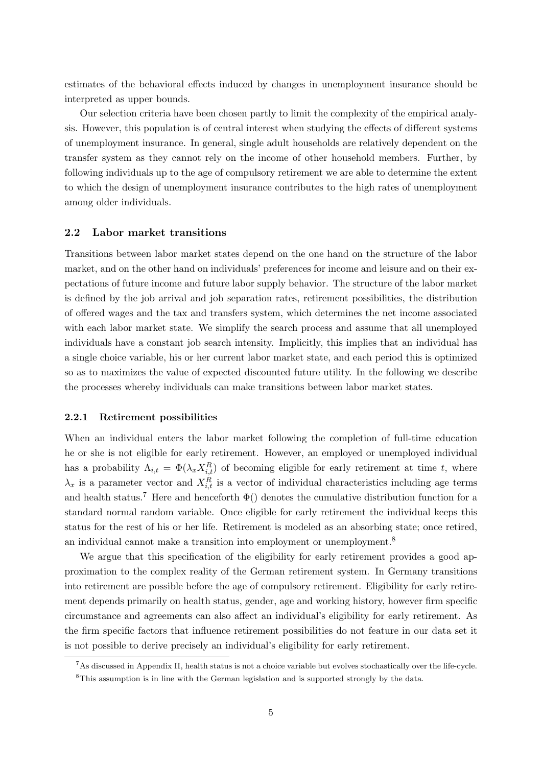estimates of the behavioral effects induced by changes in unemployment insurance should be interpreted as upper bounds.

Our selection criteria have been chosen partly to limit the complexity of the empirical analysis. However, this population is of central interest when studying the effects of different systems of unemployment insurance. In general, single adult households are relatively dependent on the transfer system as they cannot rely on the income of other household members. Further, by following individuals up to the age of compulsory retirement we are able to determine the extent to which the design of unemployment insurance contributes to the high rates of unemployment among older individuals.

## 2.2 Labor market transitions

Transitions between labor market states depend on the one hand on the structure of the labor market, and on the other hand on individuals' preferences for income and leisure and on their expectations of future income and future labor supply behavior. The structure of the labor market is defined by the job arrival and job separation rates, retirement possibilities, the distribution of offered wages and the tax and transfers system, which determines the net income associated with each labor market state. We simplify the search process and assume that all unemployed individuals have a constant job search intensity. Implicitly, this implies that an individual has a single choice variable, his or her current labor market state, and each period this is optimized so as to maximizes the value of expected discounted future utility. In the following we describe the processes whereby individuals can make transitions between labor market states.

### 2.2.1 Retirement possibilities

When an individual enters the labor market following the completion of full-time education he or she is not eligible for early retirement. However, an employed or unemployed individual has a probability $\Lambda_{i,t} = \Phi(\lambda_x X_{i,t}^R)$ of becoming eligible for early retirement at time $t$, where $\lambda_x$ is a parameter vector and $X_{i,t}^R$ is a vector of individual characteristics including age terms and health status.[7] Here and henceforth $\Phi()$ denotes the cumulative distribution function for a standard normal random variable. Once eligible for early retirement the individual keeps this status for the rest of his or her life. Retirement is modeled as an absorbing state; once retired, an individual cannot make a transition into employment or unemployment.[8]

We argue that this specification of the eligibility for early retirement provides a good approximation to the complex reality of the German retirement system. In Germany transitions into retirement are possible before the age of compulsory retirement. Eligibility for early retirement depends primarily on health status, gender, age and working history, however firm specific circumstance and agreements can also affect an individual's eligibility for early retirement. As the firm specific factors that influence retirement possibilities do not feature in our data set it is not possible to derive precisely an individual's eligibility for early retirement.

[7] As discussed in Appendix II, health status is not a choice variable but evolves stochastically over the life-cycle.

[8] This assumption is in line with the German legislation and is supported strongly by the data.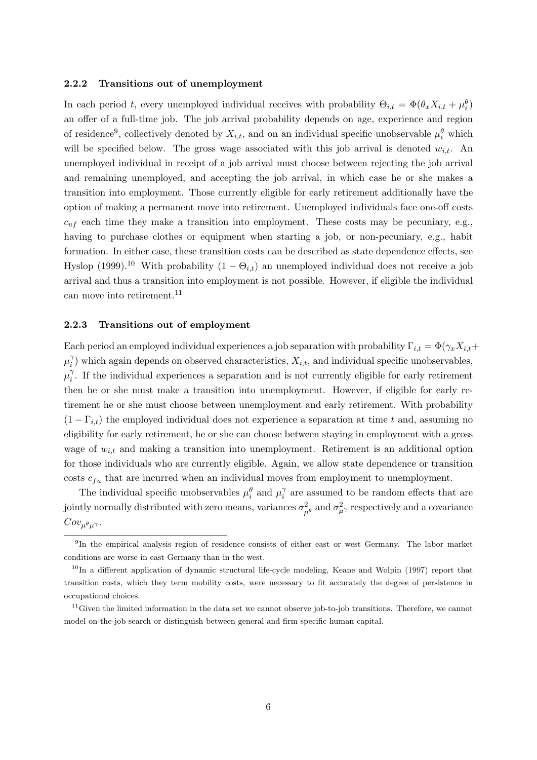### 2.2.2 Transitions out of unemployment

In each period $t$, every unemployed individual receives with probability $\Theta_{i,t} = \Phi(\theta_x X_{i,t} + \mu_i^\theta)$ an offer of a full-time job. The job arrival probability depends on age, experience and region of residence[9], collectively denoted by $X_{i,t}$, and on an individual specific unobservable $\mu_i^\theta$ which will be specified below. The gross wage associated with this job arrival is denoted $w_{i,t}$. An unemployed individual in receipt of a job arrival must choose between rejecting the job arrival and remaining unemployed, and accepting the job arrival, in which case he or she makes a transition into employment. Those currently eligible for early retirement additionally have the option of making a permanent move into retirement. Unemployed individuals face one-off costs $c_{uf}$ each time they make a transition into employment. These costs may be pecuniary, e.g., having to purchase clothes or equipment when starting a job, or non-pecuniary, e.g., habit formation. In either case, these transition costs can be described as state dependence effects, see Hyslop (1999).[10] With probability $(1 - \Theta_{i,t})$ an unemployed individual does not receive a job arrival and thus a transition into employment is not possible. However, if eligible the individual can move into retirement.[11]

### 2.2.3 Transitions out of employment

Each period an employed individual experiences a job separation with probability $\Gamma_{i,t} = \Phi(\gamma_x X_{i,t} + \mu_i^\gamma)$ which again depends on observed characteristics, $X_{i,t}$, and individual specific unobservables, $\mu_i^\gamma$. If the individual experiences a separation and is not currently eligible for early retirement then he or she must make a transition into unemployment. However, if eligible for early retirement he or she must choose between unemployment and early retirement. With probability $(1 - \Gamma_{i,t})$ the employed individual does not experience a separation at time $t$ and, assuming no eligibility for early retirement, he or she can choose between staying in employment with a gross wage of $w_{i,t}$ and making a transition into unemployment. Retirement is an additional option for those individuals who are currently eligible. Again, we allow state dependence or transition costs $c_{fu}$ that are incurred when an individual moves from employment to unemployment.

The individual specific unobservables $\mu_i^\theta$ and $\mu_i^\gamma$ are assumed to be random effects that are jointly normally distributed with zero means, variances $\sigma^2_{\mu^\theta}$ and $\sigma^2_{\mu^\gamma}$ respectively and a covariance $Cov_{\mu^\theta \mu^\gamma}$.

---

[9] In the empirical analysis region of residence consists of either east or west Germany. The labor market conditions are worse in east Germany than in the west.

[10] In a different application of dynamic structural life-cycle modeling, Keane and Wolpin (1997) report that transition costs, which they term mobility costs, were necessary to fit accurately the degree of persistence in occupational choices.

[11] Given the limited information in the data set we cannot observe job-to-job transitions. Therefore, we cannot model on-the-job search or distinguish between general and firm specific human capital.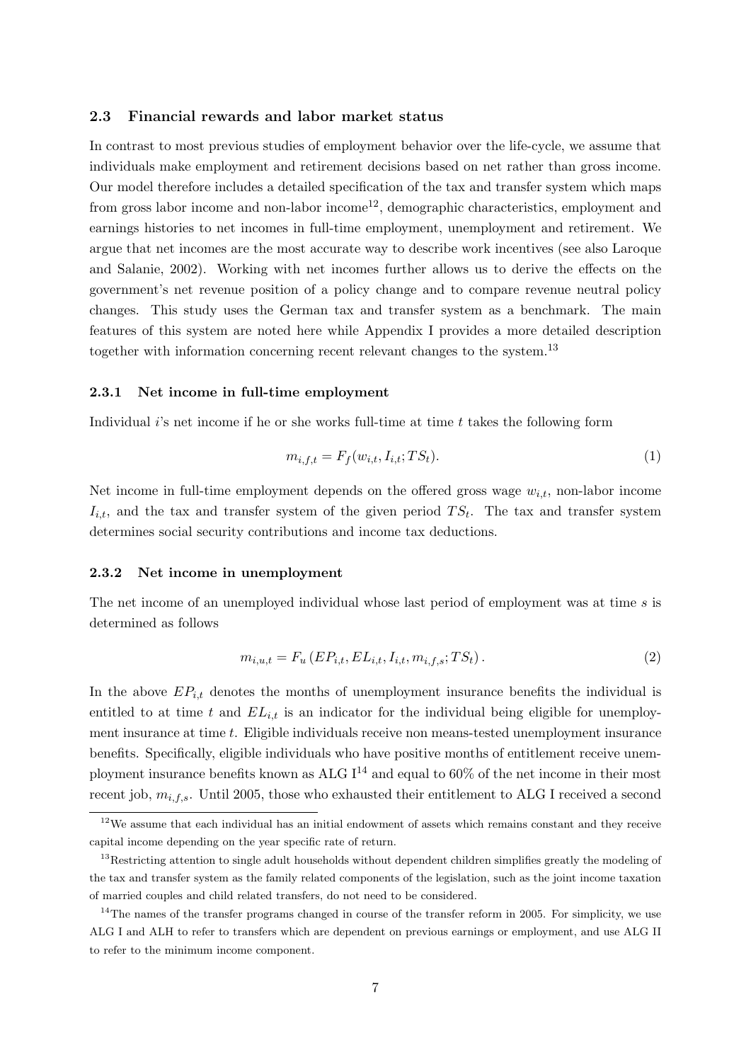### 2.3 Financial rewards and labor market status

In contrast to most previous studies of employment behavior over the life-cycle, we assume that individuals make employment and retirement decisions based on net rather than gross income. Our model therefore includes a detailed specification of the tax and transfer system which maps from gross labor income and non-labor income[12], demographic characteristics, employment and earnings histories to net incomes in full-time employment, unemployment and retirement. We argue that net incomes are the most accurate way to describe work incentives (see also Laroque and Salanie, 2002). Working with net incomes further allows us to derive the effects on the government's net revenue position of a policy change and to compare revenue neutral policy changes. This study uses the German tax and transfer system as a benchmark. The main features of this system are noted here while Appendix I provides a more detailed description together with information concerning recent relevant changes to the system.[13]

#### 2.3.1 Net income in full-time employment

Individual $i$'s net income if he or she works full-time at time $t$ takes the following form

$$m_{i,f,t} = F_f(w_{i,t}, I_{i,t}; TS_t). \tag{1}$$

Net income in full-time employment depends on the offered gross wage $w_{i,t}$, non-labor income $I_{i,t}$, and the tax and transfer system of the given period $TS_t$. The tax and transfer system determines social security contributions and income tax deductions.

#### 2.3.2 Net income in unemployment

The net income of an unemployed individual whose last period of employment was at time $s$ is determined as follows

$$m_{i,u,t} = F_u\left(EP_{i,t}, EL_{i,t}, I_{i,t}, m_{i,f,s}; TS_t\right). \tag{2}$$

In the above $EP_{i,t}$ denotes the months of unemployment insurance benefits the individual is entitled to at time $t$ and $EL_{i,t}$ is an indicator for the individual being eligible for unemployment insurance at time $t$. Eligible individuals receive non means-tested unemployment insurance benefits. Specifically, eligible individuals who have positive months of entitlement receive unemployment insurance benefits known as ALG I[14] and equal to 60% of the net income in their most recent job, $m_{i,f,s}$. Until 2005, those who exhausted their entitlement to ALG I received a second

[12] We assume that each individual has an initial endowment of assets which remains constant and they receive capital income depending on the year specific rate of return.

[13] Restricting attention to single adult households without dependent children simplifies greatly the modeling of the tax and transfer system as the family related components of the legislation, such as the joint income taxation of married couples and child related transfers, do not need to be considered.

[14] The names of the transfer programs changed in course of the transfer reform in 2005. For simplicity, we use ALG I and ALH to refer to transfers which are dependent on previous earnings or employment, and use ALG II to refer to the minimum income component.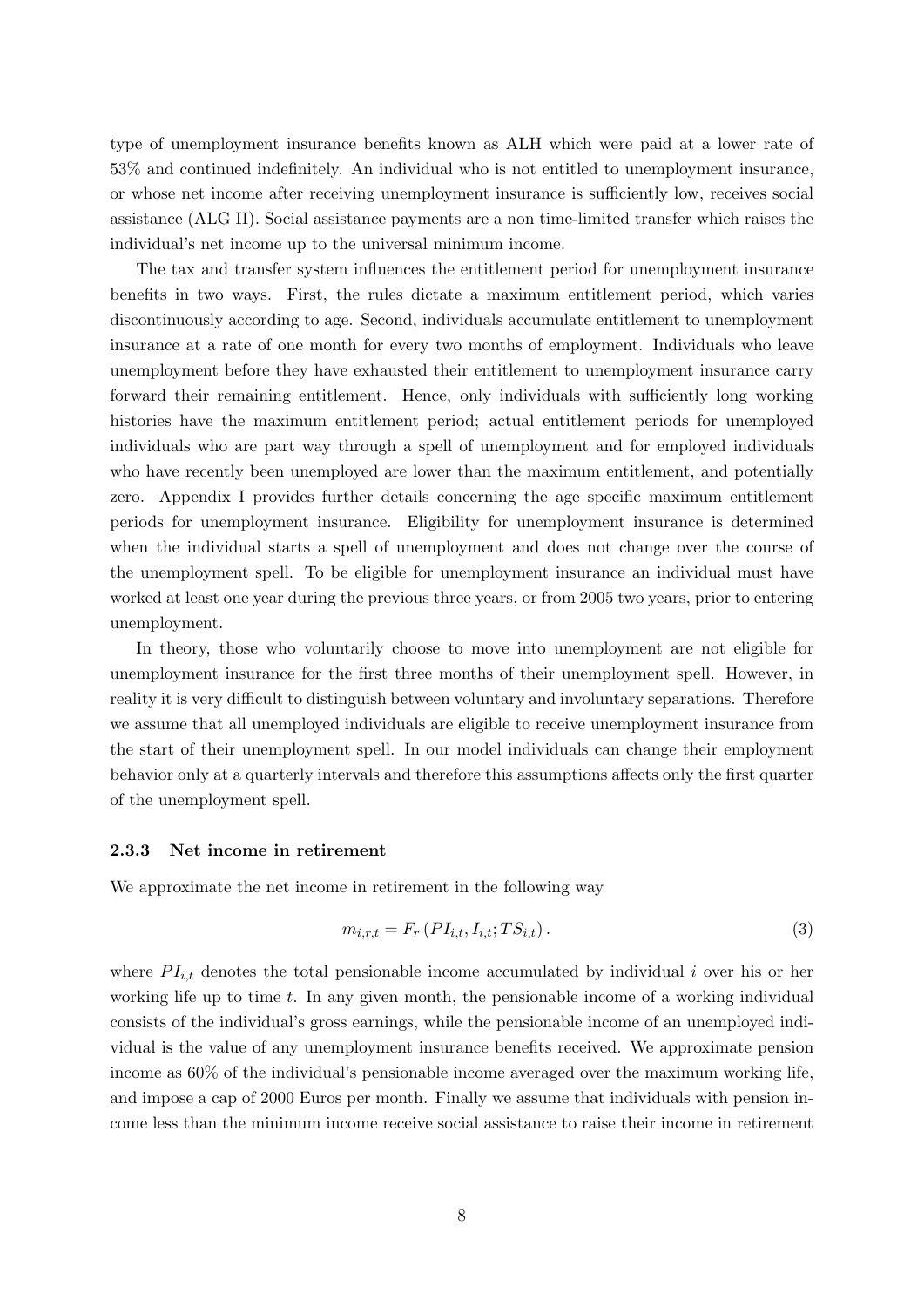type of unemployment insurance benefits known as ALH which were paid at a lower rate of 53% and continued indefinitely. An individual who is not entitled to unemployment insurance, or whose net income after receiving unemployment insurance is sufficiently low, receives social assistance (ALG II). Social assistance payments are a non time-limited transfer which raises the individual's net income up to the universal minimum income.

The tax and transfer system influences the entitlement period for unemployment insurance benefits in two ways. First, the rules dictate a maximum entitlement period, which varies discontinuously according to age. Second, individuals accumulate entitlement to unemployment insurance at a rate of one month for every two months of employment. Individuals who leave unemployment before they have exhausted their entitlement to unemployment insurance carry forward their remaining entitlement. Hence, only individuals with sufficiently long working histories have the maximum entitlement period; actual entitlement periods for unemployed individuals who are part way through a spell of unemployment and for employed individuals who have recently been unemployed are lower than the maximum entitlement, and potentially zero. Appendix I provides further details concerning the age specific maximum entitlement periods for unemployment insurance. Eligibility for unemployment insurance is determined when the individual starts a spell of unemployment and does not change over the course of the unemployment spell. To be eligible for unemployment insurance an individual must have worked at least one year during the previous three years, or from 2005 two years, prior to entering unemployment.

In theory, those who voluntarily choose to move into unemployment are not eligible for unemployment insurance for the first three months of their unemployment spell. However, in reality it is very difficult to distinguish between voluntary and involuntary separations. Therefore we assume that all unemployed individuals are eligible to receive unemployment insurance from the start of their unemployment spell. In our model individuals can change their employment behavior only at a quarterly intervals and therefore this assumptions affects only the first quarter of the unemployment spell.

### 2.3.3 Net income in retirement

We approximate the net income in retirement in the following way

$$m_{i,r,t} = F_r \left( PI_{i,t}, I_{i,t}; TS_{i,t} \right). \tag{3}$$

where $PI_{i,t}$ denotes the total pensionable income accumulated by individual $i$ over his or her working life up to time $t$. In any given month, the pensionable income of a working individual consists of the individual's gross earnings, while the pensionable income of an unemployed individual is the value of any unemployment insurance benefits received. We approximate pension income as 60% of the individual's pensionable income averaged over the maximum working life, and impose a cap of 2000 Euros per month. Finally we assume that individuals with pension income less than the minimum income receive social assistance to raise their income in retirement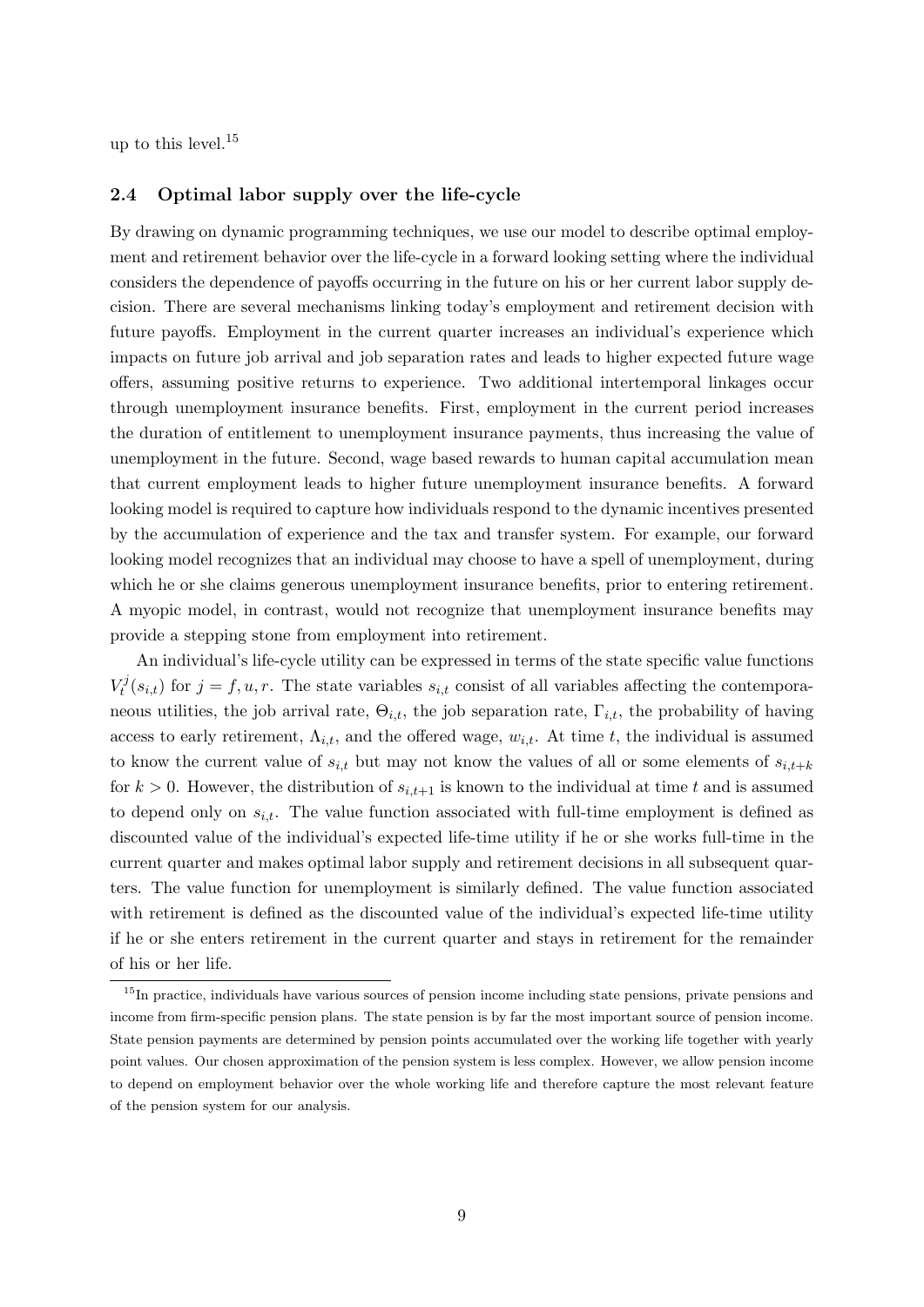up to this level.[15]

### 2.4 Optimal labor supply over the life-cycle

By drawing on dynamic programming techniques, we use our model to describe optimal employment and retirement behavior over the life-cycle in a forward looking setting where the individual considers the dependence of payoffs occurring in the future on his or her current labor supply decision. There are several mechanisms linking today's employment and retirement decision with future payoffs. Employment in the current quarter increases an individual's experience which impacts on future job arrival and job separation rates and leads to higher expected future wage offers, assuming positive returns to experience. Two additional intertemporal linkages occur through unemployment insurance benefits. First, employment in the current period increases the duration of entitlement to unemployment insurance payments, thus increasing the value of unemployment in the future. Second, wage based rewards to human capital accumulation mean that current employment leads to higher future unemployment insurance benefits. A forward looking model is required to capture how individuals respond to the dynamic incentives presented by the accumulation of experience and the tax and transfer system. For example, our forward looking model recognizes that an individual may choose to have a spell of unemployment, during which he or she claims generous unemployment insurance benefits, prior to entering retirement. A myopic model, in contrast, would not recognize that unemployment insurance benefits may provide a stepping stone from employment into retirement.

An individual's life-cycle utility can be expressed in terms of the state specific value functions $V_t^j(s_{i,t})$ for $j = f, u, r$. The state variables $s_{i,t}$ consist of all variables affecting the contemporaneous utilities, the job arrival rate, $\Theta_{i,t}$, the job separation rate, $\Gamma_{i,t}$, the probability of having access to early retirement, $\Lambda_{i,t}$, and the offered wage, $w_{i,t}$. At time $t$, the individual is assumed to know the current value of $s_{i,t}$ but may not know the values of all or some elements of $s_{i,t+k}$ for $k > 0$. However, the distribution of $s_{i,t+1}$ is known to the individual at time $t$ and is assumed to depend only on $s_{i,t}$. The value function associated with full-time employment is defined as discounted value of the individual's expected life-time utility if he or she works full-time in the current quarter and makes optimal labor supply and retirement decisions in all subsequent quarters. The value function for unemployment is similarly defined. The value function associated with retirement is defined as the discounted value of the individual's expected life-time utility if he or she enters retirement in the current quarter and stays in retirement for the remainder of his or her life.

[15] In practice, individuals have various sources of pension income including state pensions, private pensions and income from firm-specific pension plans. The state pension is by far the most important source of pension income. State pension payments are determined by pension points accumulated over the working life together with yearly point values. Our chosen approximation of the pension system is less complex. However, we allow pension income to depend on employment behavior over the whole working life and therefore capture the most relevant feature of the pension system for our analysis.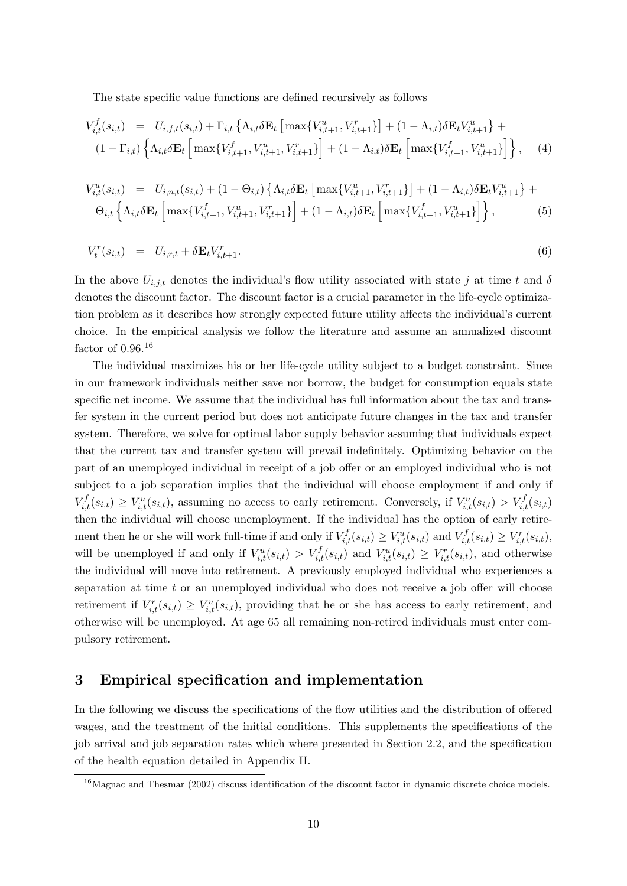The state specific value functions are defined recursively as follows

$$
\begin{aligned}
V_{i,t}^{f}(s_{i,t}) &= U_{i,f,t}(s_{i,t}) + \Gamma_{i,t}\left\{\Lambda_{i,t}\delta\mathbf{E}_t\left[\max\{V_{i,t+1}^{u}, V_{i,t+1}^{r}\}\right] + (1-\Lambda_{i,t})\delta\mathbf{E}_t V_{i,t+1}^{u}\right\} + \\
&(1-\Gamma_{i,t})\left\{\Lambda_{i,t}\delta\mathbf{E}_t\left[\max\{V_{i,t+1}^{f}, V_{i,t+1}^{u}, V_{i,t+1}^{r}\}\right] + (1-\Lambda_{i,t})\delta\mathbf{E}_t\left[\max\{V_{i,t+1}^{f}, V_{i,t+1}^{u}\}\right]\right\}, \quad (4)
\end{aligned}
$$

$$
\begin{aligned}
V_{i,t}^{u}(s_{i,t}) &= U_{i,n,t}(s_{i,t}) + (1-\Theta_{i,t})\left\{\Lambda_{i,t}\delta\mathbf{E}_t\left[\max\{V_{i,t+1}^{u}, V_{i,t+1}^{r}\}\right] + (1-\Lambda_{i,t})\delta\mathbf{E}_t V_{i,t+1}^{u}\right\} + \\
&\Theta_{i,t}\left\{\Lambda_{i,t}\delta\mathbf{E}_t\left[\max\{V_{i,t+1}^{f}, V_{i,t+1}^{u}, V_{i,t+1}^{r}\}\right] + (1-\Lambda_{i,t})\delta\mathbf{E}_t\left[\max\{V_{i,t+1}^{f}, V_{i,t+1}^{u}\}\right]\right\}, \quad (5)
\end{aligned}
$$

$$
V_{t}^{r}(s_{i,t}) = U_{i,r,t} + \delta\mathbf{E}_t V_{i,t+1}^{r}. \quad (6)
$$

In the above $U_{i,j,t}$ denotes the individual's flow utility associated with state $j$ at time $t$ and $\delta$ denotes the discount factor. The discount factor is a crucial parameter in the life-cycle optimization problem as it describes how strongly expected future utility affects the individual's current choice. In the empirical analysis we follow the literature and assume an annualized discount factor of 0.96.[16]

The individual maximizes his or her life-cycle utility subject to a budget constraint. Since in our framework individuals neither save nor borrow, the budget for consumption equals state specific net income. We assume that the individual has full information about the tax and transfer system in the current period but does not anticipate future changes in the tax and transfer system. Therefore, we solve for optimal labor supply behavior assuming that individuals expect that the current tax and transfer system will prevail indefinitely. Optimizing behavior on the part of an unemployed individual in receipt of a job offer or an employed individual who is not subject to a job separation implies that the individual will choose employment if and only if $V_{i,t}^{f}(s_{i,t}) \geq V_{i,t}^{u}(s_{i,t})$, assuming no access to early retirement. Conversely, if $V_{i,t}^{u}(s_{i,t}) > V_{i,t}^{f}(s_{i,t})$ then the individual will choose unemployment. If the individual has the option of early retirement then he or she will work full-time if and only if $V_{i,t}^{f}(s_{i,t}) \geq V_{i,t}^{u}(s_{i,t})$ and $V_{i,t}^{f}(s_{i,t}) \geq V_{i,t}^{r}(s_{i,t})$, will be unemployed if and only if $V_{i,t}^{u}(s_{i,t}) > V_{i,t}^{f}(s_{i,t})$ and $V_{i,t}^{u}(s_{i,t}) \geq V_{i,t}^{r}(s_{i,t})$, and otherwise the individual will move into retirement. A previously employed individual who experiences a separation at time $t$ or an unemployed individual who does not receive a job offer will choose retirement if $V_{i,t}^{r}(s_{i,t}) \geq V_{i,t}^{u}(s_{i,t})$, providing that he or she has access to early retirement, and otherwise will be unemployed. At age 65 all remaining non-retired individuals must enter compulsory retirement.

## 3 Empirical specification and implementation

In the following we discuss the specifications of the flow utilities and the distribution of offered wages, and the treatment of the initial conditions. This supplements the specifications of the job arrival and job separation rates which where presented in Section 2.2, and the specification of the health equation detailed in Appendix II.

[16] Magnac and Thesmar (2002) discuss identification of the discount factor in dynamic discrete choice models.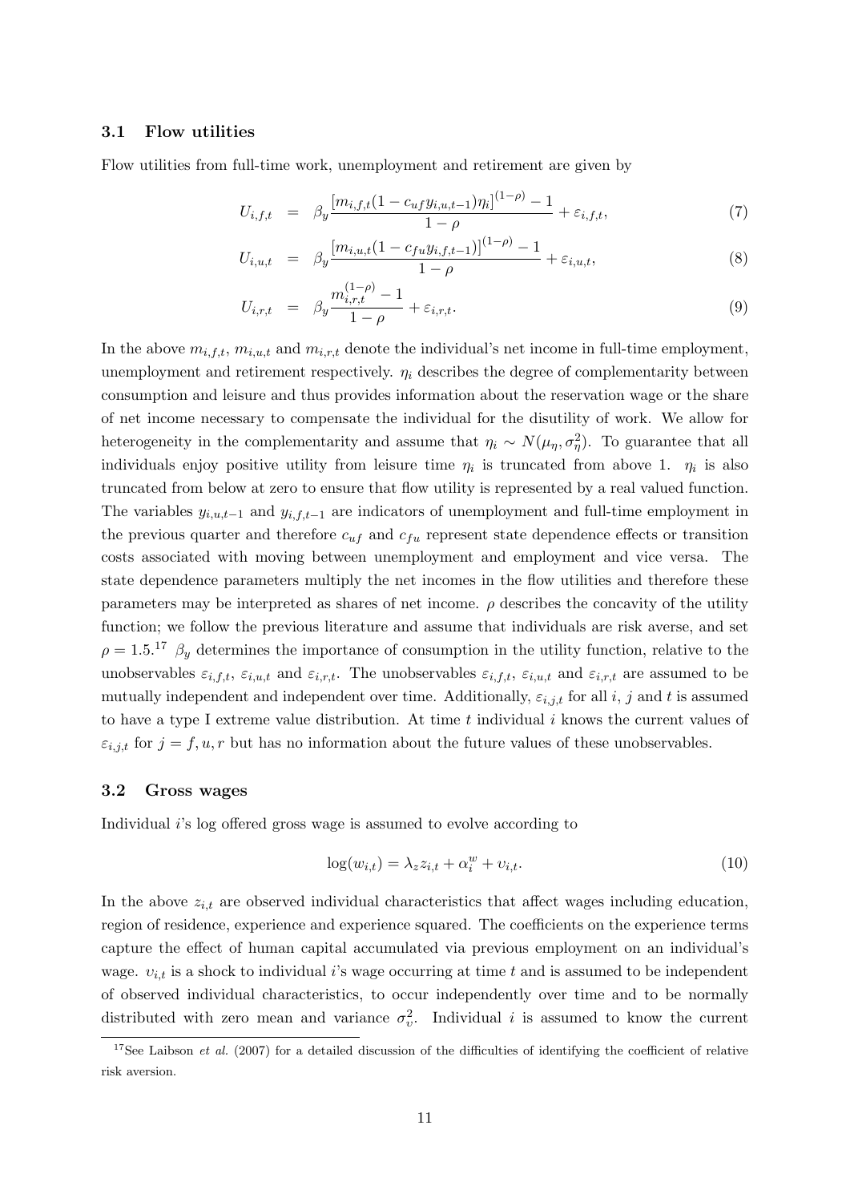### 3.1 Flow utilities

Flow utilities from full-time work, unemployment and retirement are given by

$$U_{i,f,t} = \beta_y \frac{[m_{i,f,t}(1 - c_{uf} y_{i,u,t-1})\eta_i]^{(1-\rho)} - 1}{1-\rho} + \varepsilon_{i,f,t}, \tag{7}$$

$$U_{i,u,t} = \beta_y \frac{[m_{i,u,t}(1 - c_{fu} y_{i,f,t-1})]^{(1-\rho)} - 1}{1-\rho} + \varepsilon_{i,u,t}, \tag{8}$$

$$U_{i,r,t} = \beta_y \frac{m_{i,r,t}^{(1-\rho)} - 1}{1-\rho} + \varepsilon_{i,r,t}. \tag{9}$$

In the above $m_{i,f,t}$, $m_{i,u,t}$ and $m_{i,r,t}$ denote the individual's net income in full-time employment, unemployment and retirement respectively. $\eta_i$ describes the degree of complementarity between consumption and leisure and thus provides information about the reservation wage or the share of net income necessary to compensate the individual for the disutility of work. We allow for heterogeneity in the complementarity and assume that $\eta_i \sim N(\mu_\eta, \sigma_\eta^2)$. To guarantee that all individuals enjoy positive utility from leisure time $\eta_i$ is truncated from above 1. $\eta_i$ is also truncated from below at zero to ensure that flow utility is represented by a real valued function. The variables $y_{i,u,t-1}$ and $y_{i,f,t-1}$ are indicators of unemployment and full-time employment in the previous quarter and therefore $c_{uf}$ and $c_{fu}$ represent state dependence effects or transition costs associated with moving between unemployment and employment and vice versa. The state dependence parameters multiply the net incomes in the flow utilities and therefore these parameters may be interpreted as shares of net income. $\rho$ describes the concavity of the utility function; we follow the previous literature and assume that individuals are risk averse, and set $\rho = 1.5$.[17] $\beta_y$ determines the importance of consumption in the utility function, relative to the unobservables $\varepsilon_{i,f,t}$, $\varepsilon_{i,u,t}$ and $\varepsilon_{i,r,t}$. The unobservables $\varepsilon_{i,f,t}$, $\varepsilon_{i,u,t}$ and $\varepsilon_{i,r,t}$ are assumed to be mutually independent and independent over time. Additionally, $\varepsilon_{i,j,t}$ for all $i$, $j$ and $t$ is assumed to have a type I extreme value distribution. At time $t$ individual $i$ knows the current values of $\varepsilon_{i,j,t}$ for $j = f, u, r$ but has no information about the future values of these unobservables.

### 3.2 Gross wages

Individual $i$'s log offered gross wage is assumed to evolve according to

$$\log(w_{i,t}) = \lambda_z z_{i,t} + \alpha_i^w + \upsilon_{i,t}. \tag{10}$$

In the above $z_{i,t}$ are observed individual characteristics that affect wages including education, region of residence, experience and experience squared. The coefficients on the experience terms capture the effect of human capital accumulated via previous employment on an individual's wage. $\upsilon_{i,t}$ is a shock to individual $i$'s wage occurring at time $t$ and is assumed to be independent of observed individual characteristics, to occur independently over time and to be normally distributed with zero mean and variance $\sigma_\upsilon^2$. Individual $i$ is assumed to know the current

[17] See Laibson *et al.* (2007) for a detailed discussion of the difficulties of identifying the coefficient of relative risk aversion.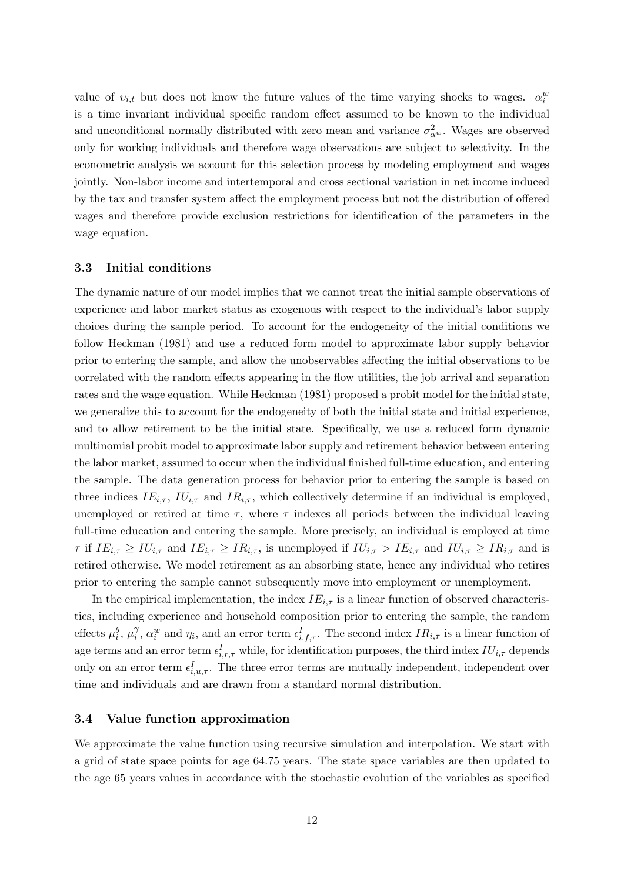value of $\upsilon_{i,t}$ but does not know the future values of the time varying shocks to wages. $\alpha_i^w$ is a time invariant individual specific random effect assumed to be known to the individual and unconditional normally distributed with zero mean and variance $\sigma^2_{\alpha^w}$. Wages are observed only for working individuals and therefore wage observations are subject to selectivity. In the econometric analysis we account for this selection process by modeling employment and wages jointly. Non-labor income and intertemporal and cross sectional variation in net income induced by the tax and transfer system affect the employment process but not the distribution of offered wages and therefore provide exclusion restrictions for identification of the parameters in the wage equation.

### 3.3 Initial conditions

The dynamic nature of our model implies that we cannot treat the initial sample observations of experience and labor market status as exogenous with respect to the individual's labor supply choices during the sample period. To account for the endogeneity of the initial conditions we follow Heckman (1981) and use a reduced form model to approximate labor supply behavior prior to entering the sample, and allow the unobservables affecting the initial observations to be correlated with the random effects appearing in the flow utilities, the job arrival and separation rates and the wage equation. While Heckman (1981) proposed a probit model for the initial state, we generalize this to account for the endogeneity of both the initial state and initial experience, and to allow retirement to be the initial state. Specifically, we use a reduced form dynamic multinomial probit model to approximate labor supply and retirement behavior between entering the labor market, assumed to occur when the individual finished full-time education, and entering the sample. The data generation process for behavior prior to entering the sample is based on three indices $IE_{i,\tau}$, $IU_{i,\tau}$ and $IR_{i,\tau}$, which collectively determine if an individual is employed, unemployed or retired at time $\tau$, where $\tau$ indexes all periods between the individual leaving full-time education and entering the sample. More precisely, an individual is employed at time $\tau$ if $IE_{i,\tau} \geq IU_{i,\tau}$ and $IE_{i,\tau} \geq IR_{i,\tau}$, is unemployed if $IU_{i,\tau} > IE_{i,\tau}$ and $IU_{i,\tau} \geq IR_{i,\tau}$ and is retired otherwise. We model retirement as an absorbing state, hence any individual who retires prior to entering the sample cannot subsequently move into employment or unemployment.

In the empirical implementation, the index $IE_{i,\tau}$ is a linear function of observed characteristics, including experience and household composition prior to entering the sample, the random effects $\mu_i^\theta$, $\mu_i^\gamma$, $\alpha_i^w$ and $\eta_i$, and an error term $\epsilon^I_{i,f,\tau}$. The second index $IR_{i,\tau}$ is a linear function of age terms and an error term $\epsilon^I_{i,r,\tau}$ while, for identification purposes, the third index $IU_{i,\tau}$ depends only on an error term $\epsilon^I_{i,u,\tau}$. The three error terms are mutually independent, independent over time and individuals and are drawn from a standard normal distribution.

### 3.4 Value function approximation

We approximate the value function using recursive simulation and interpolation. We start with a grid of state space points for age 64.75 years. The state space variables are then updated to the age 65 years values in accordance with the stochastic evolution of the variables as specified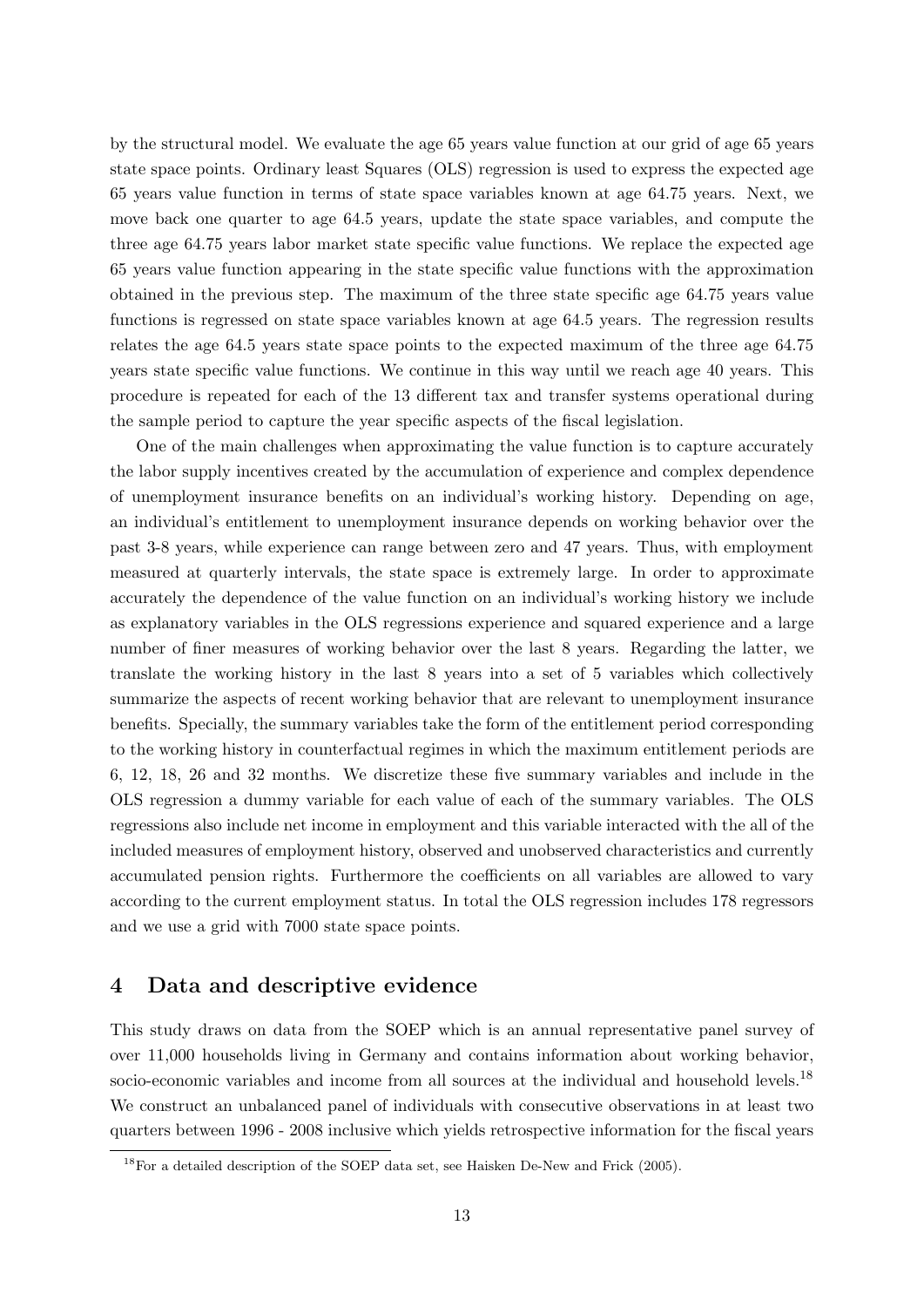by the structural model. We evaluate the age 65 years value function at our grid of age 65 years state space points. Ordinary least Squares (OLS) regression is used to express the expected age 65 years value function in terms of state space variables known at age 64.75 years. Next, we move back one quarter to age 64.5 years, update the state space variables, and compute the three age 64.75 years labor market state specific value functions. We replace the expected age 65 years value function appearing in the state specific value functions with the approximation obtained in the previous step. The maximum of the three state specific age 64.75 years value functions is regressed on state space variables known at age 64.5 years. The regression results relates the age 64.5 years state space points to the expected maximum of the three age 64.75 years state specific value functions. We continue in this way until we reach age 40 years. This procedure is repeated for each of the 13 different tax and transfer systems operational during the sample period to capture the year specific aspects of the fiscal legislation.

One of the main challenges when approximating the value function is to capture accurately the labor supply incentives created by the accumulation of experience and complex dependence of unemployment insurance benefits on an individual's working history. Depending on age, an individual's entitlement to unemployment insurance depends on working behavior over the past 3-8 years, while experience can range between zero and 47 years. Thus, with employment measured at quarterly intervals, the state space is extremely large. In order to approximate accurately the dependence of the value function on an individual's working history we include as explanatory variables in the OLS regressions experience and squared experience and a large number of finer measures of working behavior over the last 8 years. Regarding the latter, we translate the working history in the last 8 years into a set of 5 variables which collectively summarize the aspects of recent working behavior that are relevant to unemployment insurance benefits. Specially, the summary variables take the form of the entitlement period corresponding to the working history in counterfactual regimes in which the maximum entitlement periods are 6, 12, 18, 26 and 32 months. We discretize these five summary variables and include in the OLS regression a dummy variable for each value of each of the summary variables. The OLS regressions also include net income in employment and this variable interacted with the all of the included measures of employment history, observed and unobserved characteristics and currently accumulated pension rights. Furthermore the coefficients on all variables are allowed to vary according to the current employment status. In total the OLS regression includes 178 regressors and we use a grid with 7000 state space points.

## 4 Data and descriptive evidence

This study draws on data from the SOEP which is an annual representative panel survey of over 11,000 households living in Germany and contains information about working behavior, socio-economic variables and income from all sources at the individual and household levels.[18] We construct an unbalanced panel of individuals with consecutive observations in at least two quarters between 1996 - 2008 inclusive which yields retrospective information for the fiscal years

[18] For a detailed description of the SOEP data set, see Haisken De-New and Frick (2005).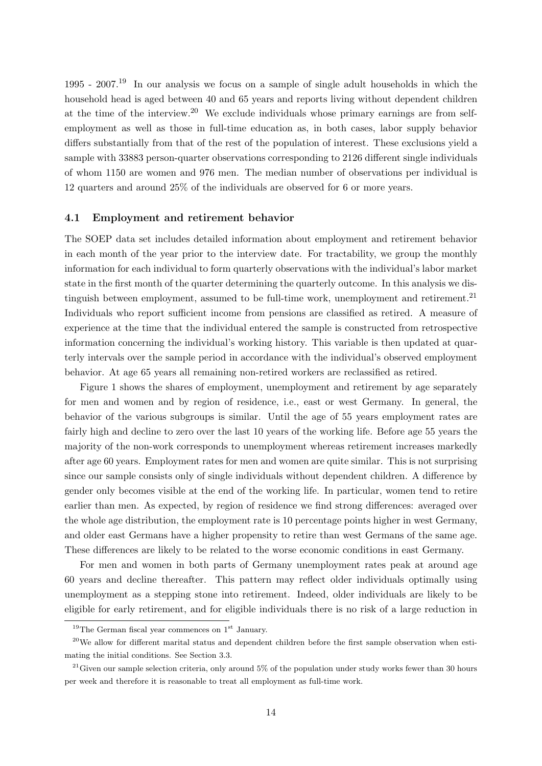1995 - 2007.[19] In our analysis we focus on a sample of single adult households in which the household head is aged between 40 and 65 years and reports living without dependent children at the time of the interview.[20] We exclude individuals whose primary earnings are from self-employment as well as those in full-time education as, in both cases, labor supply behavior differs substantially from that of the rest of the population of interest. These exclusions yield a sample with 33883 person-quarter observations corresponding to 2126 different single individuals of whom 1150 are women and 976 men. The median number of observations per individual is 12 quarters and around 25% of the individuals are observed for 6 or more years.

### 4.1 Employment and retirement behavior

The SOEP data set includes detailed information about employment and retirement behavior in each month of the year prior to the interview date. For tractability, we group the monthly information for each individual to form quarterly observations with the individual's labor market state in the first month of the quarter determining the quarterly outcome. In this analysis we distinguish between employment, assumed to be full-time work, unemployment and retirement.[21] Individuals who report sufficient income from pensions are classified as retired. A measure of experience at the time that the individual entered the sample is constructed from retrospective information concerning the individual's working history. This variable is then updated at quarterly intervals over the sample period in accordance with the individual's observed employment behavior. At age 65 years all remaining non-retired workers are reclassified as retired.

Figure 1 shows the shares of employment, unemployment and retirement by age separately for men and women and by region of residence, i.e., east or west Germany. In general, the behavior of the various subgroups is similar. Until the age of 55 years employment rates are fairly high and decline to zero over the last 10 years of the working life. Before age 55 years the majority of the non-work corresponds to unemployment whereas retirement increases markedly after age 60 years. Employment rates for men and women are quite similar. This is not surprising since our sample consists only of single individuals without dependent children. A difference by gender only becomes visible at the end of the working life. In particular, women tend to retire earlier than men. As expected, by region of residence we find strong differences: averaged over the whole age distribution, the employment rate is 10 percentage points higher in west Germany, and older east Germans have a higher propensity to retire than west Germans of the same age. These differences are likely to be related to the worse economic conditions in east Germany.

For men and women in both parts of Germany unemployment rates peak at around age 60 years and decline thereafter. This pattern may reflect older individuals optimally using unemployment as a stepping stone into retirement. Indeed, older individuals are likely to be eligible for early retirement, and for eligible individuals there is no risk of a large reduction in

[19] The German fiscal year commences on 1st January.

[20] We allow for different marital status and dependent children before the first sample observation when estimating the initial conditions. See Section 3.3.

[21] Given our sample selection criteria, only around 5% of the population under study works fewer than 30 hours per week and therefore it is reasonable to treat all employment as full-time work.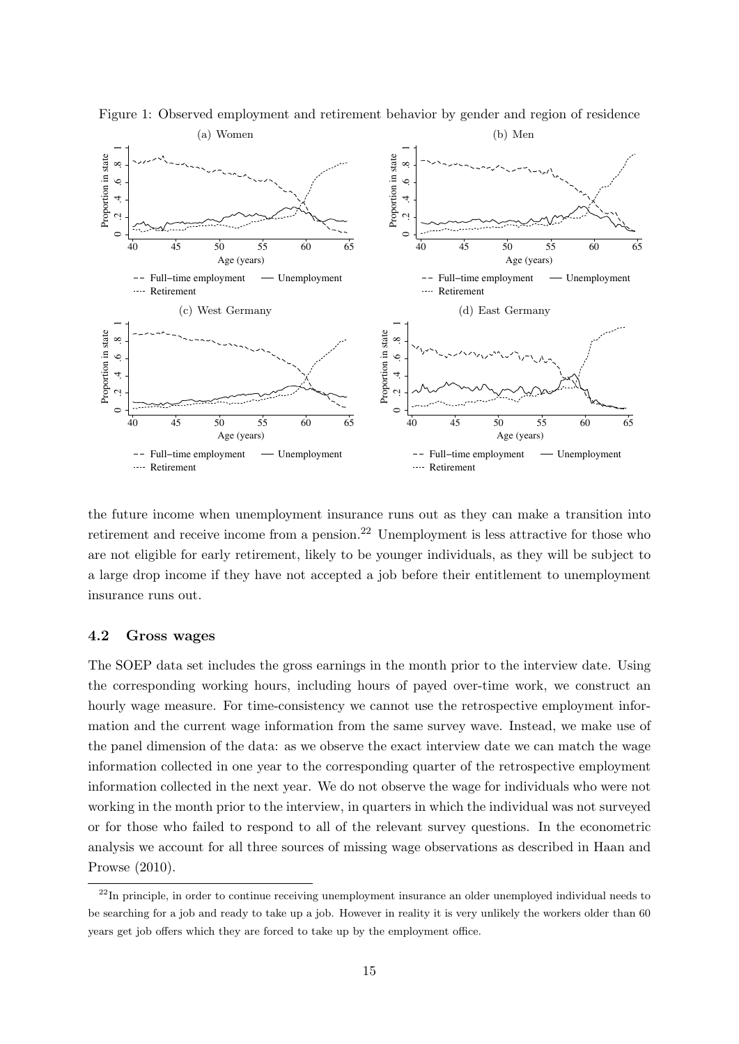Figure 1: Observed employment and retirement behavior by gender and region of residence

the future income when unemployment insurance runs out as they can make a transition into retirement and receive income from a pension.[22] Unemployment is less attractive for those who are not eligible for early retirement, likely to be younger individuals, as they will be subject to a large drop income if they have not accepted a job before their entitlement to unemployment insurance runs out.

### 4.2 Gross wages

The SOEP data set includes the gross earnings in the month prior to the interview date. Using the corresponding working hours, including hours of payed over-time work, we construct an hourly wage measure. For time-consistency we cannot use the retrospective employment information and the current wage information from the same survey wave. Instead, we make use of the panel dimension of the data: as we observe the exact interview date we can match the wage information collected in one year to the corresponding quarter of the retrospective employment information collected in the next year. We do not observe the wage for individuals who were not working in the month prior to the interview, in quarters in which the individual was not surveyed or for those who failed to respond to all of the relevant survey questions. In the econometric analysis we account for all three sources of missing wage observations as described in Haan and Prowse (2010).

[22] In principle, in order to continue receiving unemployment insurance an older unemployed individual needs to be searching for a job and ready to take up a job. However in reality it is very unlikely the workers older than 60 years get job offers which they are forced to take up by the employment office.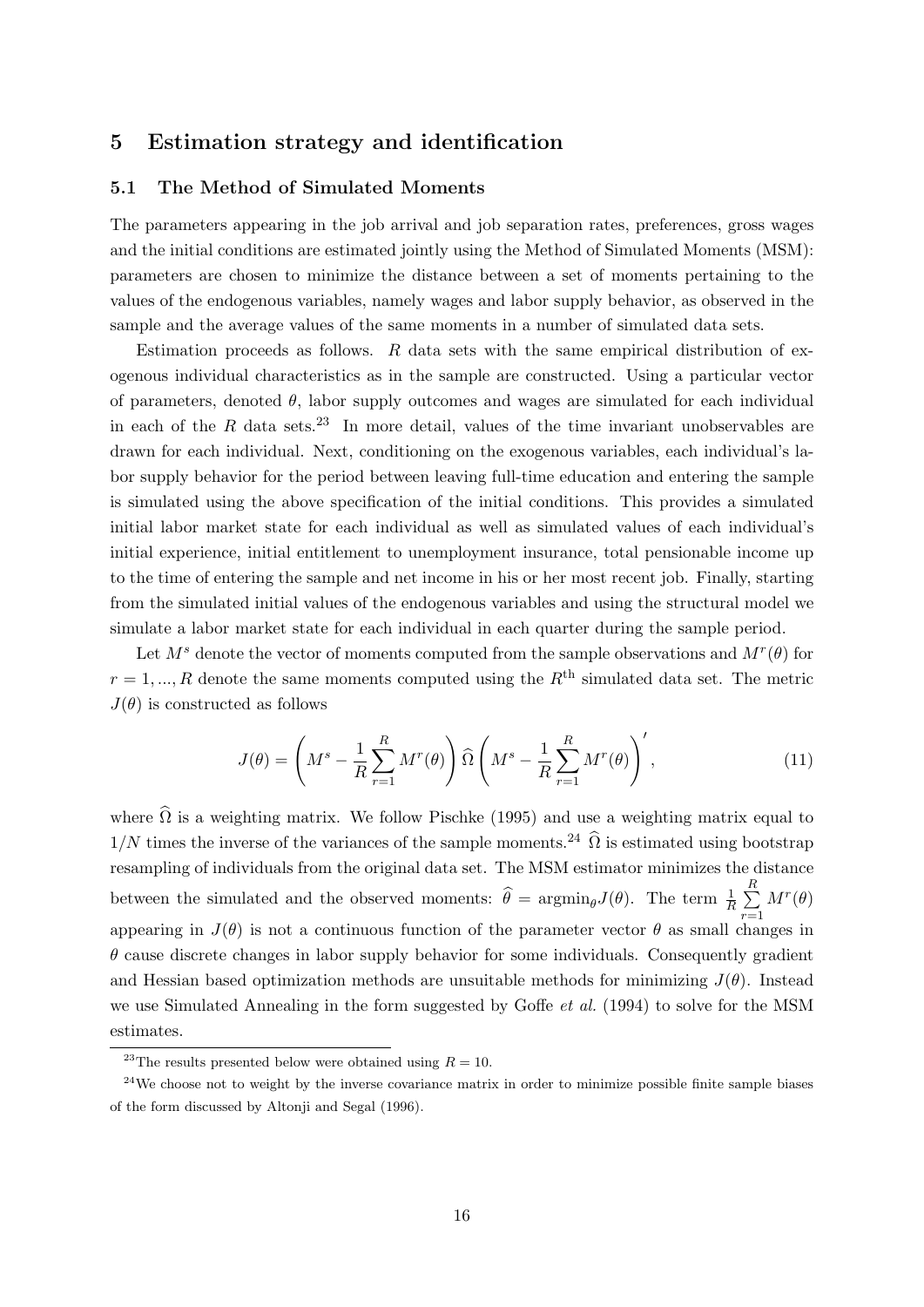## 5 Estimation strategy and identification

### 5.1 The Method of Simulated Moments

The parameters appearing in the job arrival and job separation rates, preferences, gross wages and the initial conditions are estimated jointly using the Method of Simulated Moments (MSM): parameters are chosen to minimize the distance between a set of moments pertaining to the values of the endogenous variables, namely wages and labor supply behavior, as observed in the sample and the average values of the same moments in a number of simulated data sets.

Estimation proceeds as follows. $R$ data sets with the same empirical distribution of exogenous individual characteristics as in the sample are constructed. Using a particular vector of parameters, denoted $\theta$, labor supply outcomes and wages are simulated for each individual in each of the $R$ data sets.[23] In more detail, values of the time invariant unobservables are drawn for each individual. Next, conditioning on the exogenous variables, each individual's labor supply behavior for the period between leaving full-time education and entering the sample is simulated using the above specification of the initial conditions. This provides a simulated initial labor market state for each individual as well as simulated values of each individual's initial experience, initial entitlement to unemployment insurance, total pensionable income up to the time of entering the sample and net income in his or her most recent job. Finally, starting from the simulated initial values of the endogenous variables and using the structural model we simulate a labor market state for each individual in each quarter during the sample period.

Let $M^s$ denote the vector of moments computed from the sample observations and $M^r(\theta)$ for $r = 1, ..., R$ denote the same moments computed using the $R^{\text{th}}$ simulated data set. The metric $J(\theta)$ is constructed as follows

$$J(\theta) = \left( M^s - \frac{1}{R} \sum_{r=1}^{R} M^r(\theta) \right) \widehat{\Omega} \left( M^s - \frac{1}{R} \sum_{r=1}^{R} M^r(\theta) \right)', \tag{11}$$

where $\widehat{\Omega}$ is a weighting matrix. We follow Pischke (1995) and use a weighting matrix equal to $1/N$ times the inverse of the variances of the sample moments.[24] $\widehat{\Omega}$ is estimated using bootstrap resampling of individuals from the original data set. The MSM estimator minimizes the distance between the simulated and the observed moments: $\widehat{\theta} = \text{argmin}_\theta J(\theta)$. The term $\frac{1}{R} \sum_{r=1}^{R} M^r(\theta)$ appearing in $J(\theta)$ is not a continuous function of the parameter vector $\theta$ as small changes in $\theta$ cause discrete changes in labor supply behavior for some individuals. Consequently gradient and Hessian based optimization methods are unsuitable methods for minimizing $J(\theta)$. Instead we use Simulated Annealing in the form suggested by Goffe *et al.* (1994) to solve for the MSM estimates.

---

[23] The results presented below were obtained using $R = 10$.

[24] We choose not to weight by the inverse covariance matrix in order to minimize possible finite sample biases of the form discussed by Altonji and Segal (1996).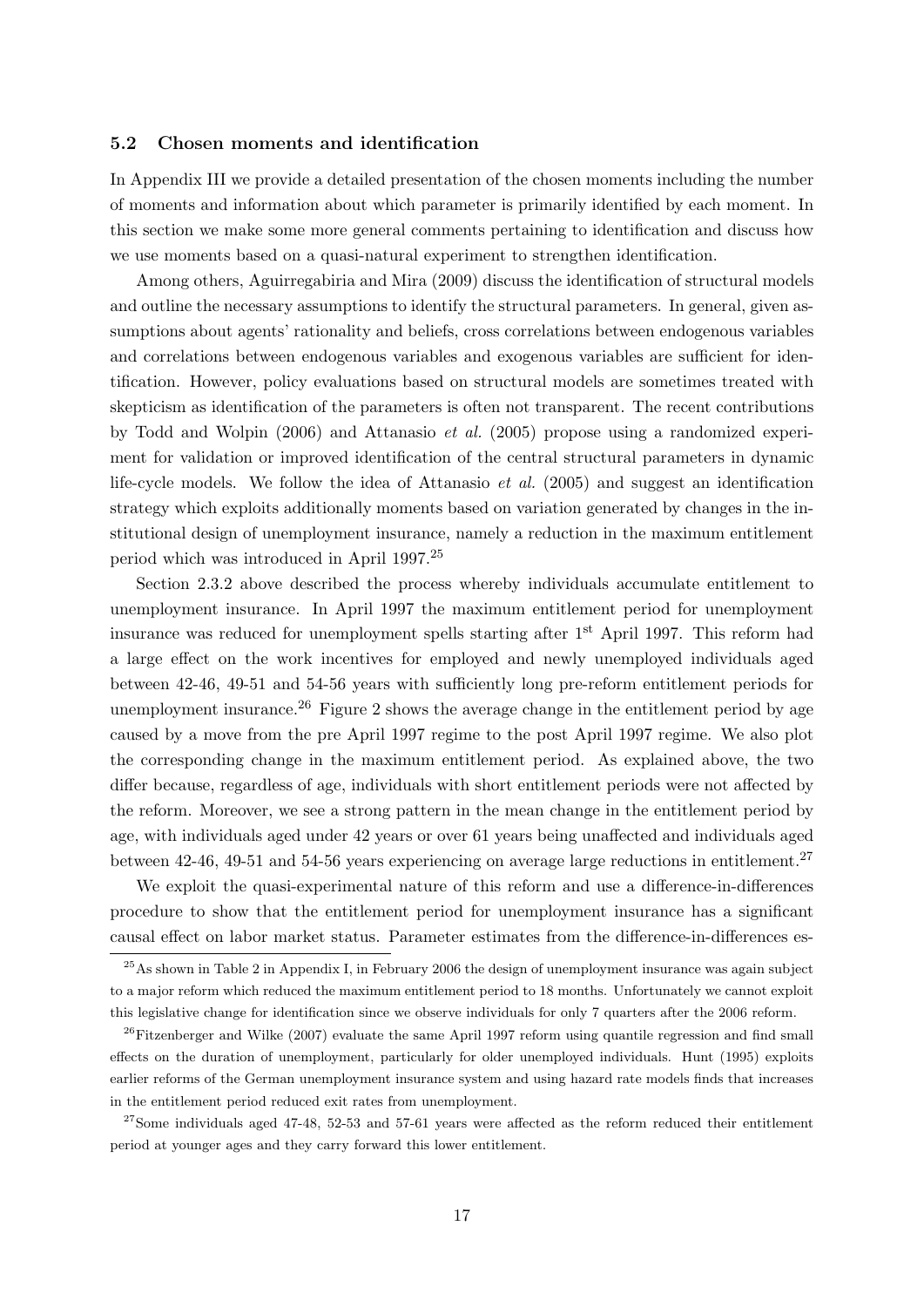### 5.2 Chosen moments and identification

In Appendix III we provide a detailed presentation of the chosen moments including the number of moments and information about which parameter is primarily identified by each moment. In this section we make some more general comments pertaining to identification and discuss how we use moments based on a quasi-natural experiment to strengthen identification.

Among others, Aguirregabiria and Mira (2009) discuss the identification of structural models and outline the necessary assumptions to identify the structural parameters. In general, given assumptions about agents' rationality and beliefs, cross correlations between endogenous variables and correlations between endogenous variables and exogenous variables are sufficient for identification. However, policy evaluations based on structural models are sometimes treated with skepticism as identification of the parameters is often not transparent. The recent contributions by Todd and Wolpin (2006) and Attanasio *et al.* (2005) propose using a randomized experiment for validation or improved identification of the central structural parameters in dynamic life-cycle models. We follow the idea of Attanasio *et al.* (2005) and suggest an identification strategy which exploits additionally moments based on variation generated by changes in the institutional design of unemployment insurance, namely a reduction in the maximum entitlement period which was introduced in April 1997.[25]

Section 2.3.2 above described the process whereby individuals accumulate entitlement to unemployment insurance. In April 1997 the maximum entitlement period for unemployment insurance was reduced for unemployment spells starting after 1st April 1997. This reform had a large effect on the work incentives for employed and newly unemployed individuals aged between 42-46, 49-51 and 54-56 years with sufficiently long pre-reform entitlement periods for unemployment insurance.[26] Figure 2 shows the average change in the entitlement period by age caused by a move from the pre April 1997 regime to the post April 1997 regime. We also plot the corresponding change in the maximum entitlement period. As explained above, the two differ because, regardless of age, individuals with short entitlement periods were not affected by the reform. Moreover, we see a strong pattern in the mean change in the entitlement period by age, with individuals aged under 42 years or over 61 years being unaffected and individuals aged between 42-46, 49-51 and 54-56 years experiencing on average large reductions in entitlement.[27]

We exploit the quasi-experimental nature of this reform and use a difference-in-differences procedure to show that the entitlement period for unemployment insurance has a significant causal effect on labor market status. Parameter estimates from the difference-in-differences es-

[25] As shown in Table 2 in Appendix I, in February 2006 the design of unemployment insurance was again subject to a major reform which reduced the maximum entitlement period to 18 months. Unfortunately we cannot exploit this legislative change for identification since we observe individuals for only 7 quarters after the 2006 reform.

[26] Fitzenberger and Wilke (2007) evaluate the same April 1997 reform using quantile regression and find small effects on the duration of unemployment, particularly for older unemployed individuals. Hunt (1995) exploits earlier reforms of the German unemployment insurance system and using hazard rate models finds that increases in the entitlement period reduced exit rates from unemployment.

[27] Some individuals aged 47-48, 52-53 and 57-61 years were affected as the reform reduced their entitlement period at younger ages and they carry forward this lower entitlement.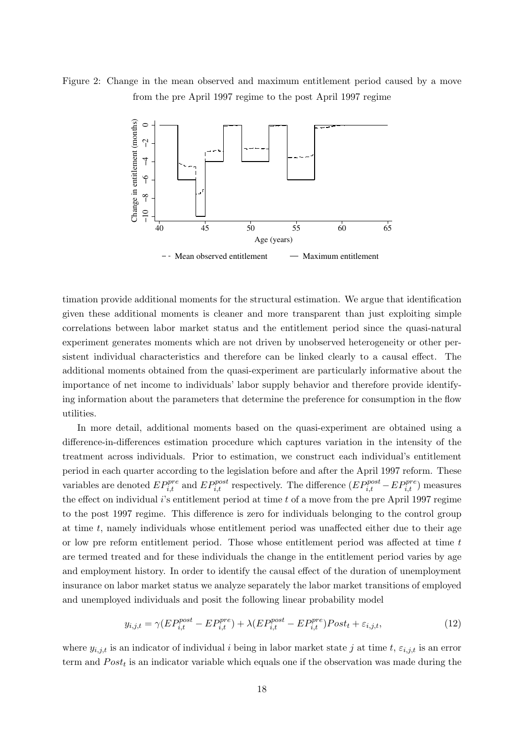Figure 2: Change in the mean observed and maximum entitlement period caused by a move from the pre April 1997 regime to the post April 1997 regime

timation provide additional moments for the structural estimation. We argue that identification given these additional moments is cleaner and more transparent than just exploiting simple correlations between labor market status and the entitlement period since the quasi-natural experiment generates moments which are not driven by unobserved heterogeneity or other persistent individual characteristics and therefore can be linked clearly to a causal effect. The additional moments obtained from the quasi-experiment are particularly informative about the importance of net income to individuals' labor supply behavior and therefore provide identifying information about the parameters that determine the preference for consumption in the flow utilities.

In more detail, additional moments based on the quasi-experiment are obtained using a difference-in-differences estimation procedure which captures variation in the intensity of the treatment across individuals. Prior to estimation, we construct each individual's entitlement period in each quarter according to the legislation before and after the April 1997 reform. These variables are denoted $EP^{pre}_{i,t}$ and $EP^{post}_{i,t}$ respectively. The difference $(EP^{post}_{i,t} - EP^{pre}_{i,t})$ measures the effect on individual $i$'s entitlement period at time $t$ of a move from the pre April 1997 regime to the post 1997 regime. This difference is zero for individuals belonging to the control group at time $t$, namely individuals whose entitlement period was unaffected either due to their age or low pre reform entitlement period. Those whose entitlement period was affected at time $t$ are termed treated and for these individuals the change in the entitlement period varies by age and employment history. In order to identify the causal effect of the duration of unemployment insurance on labor market status we analyze separately the labor market transitions of employed and unemployed individuals and posit the following linear probability model

$$y_{i,j,t} = \gamma(EP^{post}_{i,t} - EP^{pre}_{i,t}) + \lambda(EP^{post}_{i,t} - EP^{pre}_{i,t})Post_t + \varepsilon_{i,j,t}, \tag{12}$$

where $y_{i,j,t}$ is an indicator of individual $i$ being in labor market state $j$ at time $t$, $\varepsilon_{i,j,t}$ is an error term and $Post_t$ is an indicator variable which equals one if the observation was made during the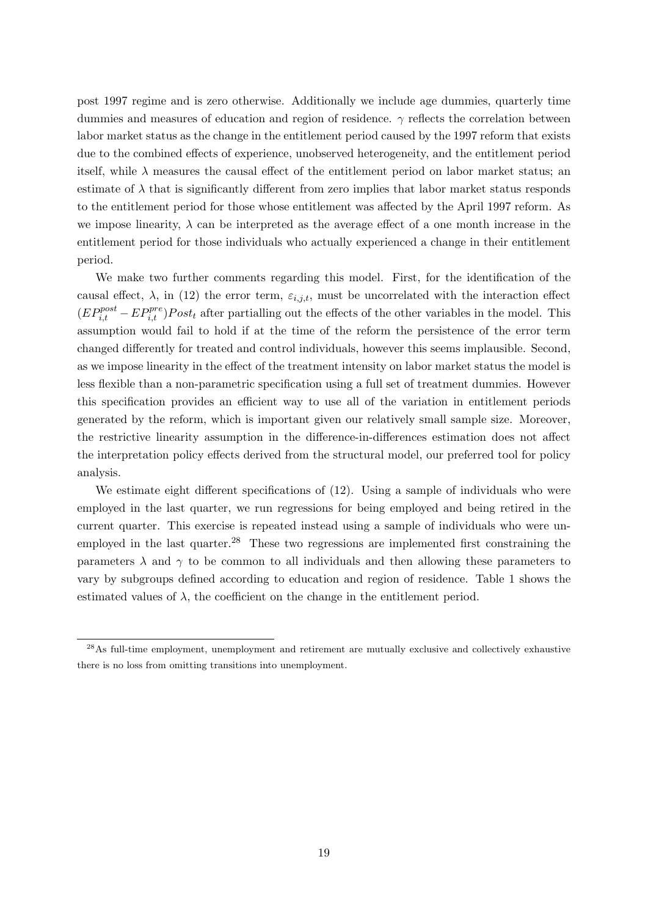post 1997 regime and is zero otherwise. Additionally we include age dummies, quarterly time dummies and measures of education and region of residence. $\gamma$ reflects the correlation between labor market status as the change in the entitlement period caused by the 1997 reform that exists due to the combined effects of experience, unobserved heterogeneity, and the entitlement period itself, while $\lambda$ measures the causal effect of the entitlement period on labor market status; an estimate of $\lambda$ that is significantly different from zero implies that labor market status responds to the entitlement period for those whose entitlement was affected by the April 1997 reform. As we impose linearity, $\lambda$ can be interpreted as the average effect of a one month increase in the entitlement period for those individuals who actually experienced a change in their entitlement period.

We make two further comments regarding this model. First, for the identification of the causal effect, $\lambda$, in (12) the error term, $\varepsilon_{i,j,t}$, must be uncorrelated with the interaction effect $(EP_{i,t}^{post} - EP_{i,t}^{pre})Post_t$ after partialling out the effects of the other variables in the model. This assumption would fail to hold if at the time of the reform the persistence of the error term changed differently for treated and control individuals, however this seems implausible. Second, as we impose linearity in the effect of the treatment intensity on labor market status the model is less flexible than a non-parametric specification using a full set of treatment dummies. However this specification provides an efficient way to use all of the variation in entitlement periods generated by the reform, which is important given our relatively small sample size. Moreover, the restrictive linearity assumption in the difference-in-differences estimation does not affect the interpretation policy effects derived from the structural model, our preferred tool for policy analysis.

We estimate eight different specifications of (12). Using a sample of individuals who were employed in the last quarter, we run regressions for being employed and being retired in the current quarter. This exercise is repeated instead using a sample of individuals who were unemployed in the last quarter.[28] These two regressions are implemented first constraining the parameters $\lambda$ and $\gamma$ to be common to all individuals and then allowing these parameters to vary by subgroups defined according to education and region of residence. Table 1 shows the estimated values of $\lambda$, the coefficient on the change in the entitlement period.

[28] As full-time employment, unemployment and retirement are mutually exclusive and collectively exhaustive there is no loss from omitting transitions into unemployment.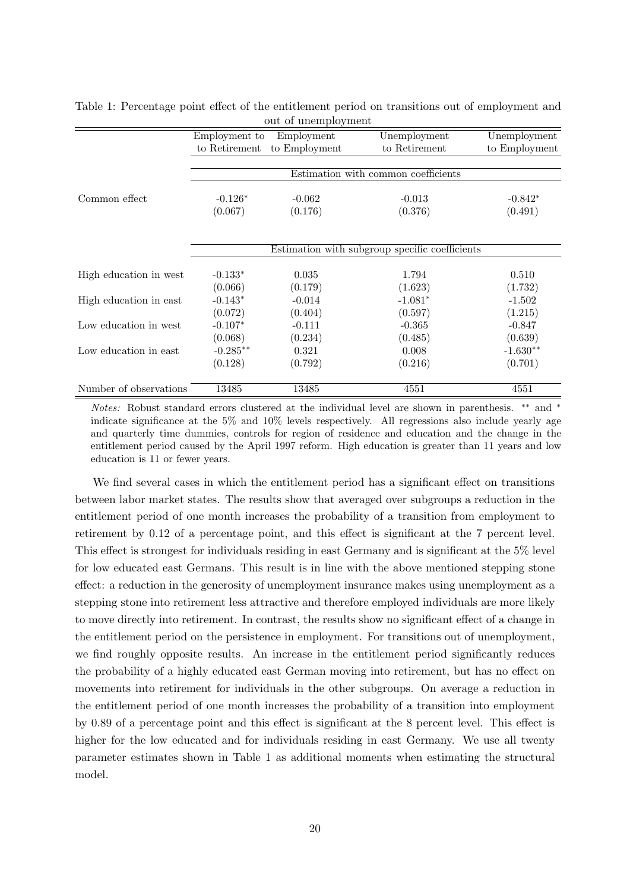Table 1: Percentage point effect of the entitlement period on transitions out of employment and out of unemployment

| | Employment to to Retirement | Employment to Employment | Unemployment to Retirement | Unemployment to Employment |
|---|---|---|---|---|
| | Estimation with common coefficients | | | |
| Common effect | -0.126* | -0.062 | -0.013 | -0.842* |
| | (0.067) | (0.176) | (0.376) | (0.491) |
| | Estimation with subgroup specific coefficients | | | |
| High education in west | -0.133* | 0.035 | 1.794 | 0.510 |
| | (0.066) | (0.179) | (1.623) | (1.732) |
| High education in east | -0.143* | -0.014 | -1.081* | -1.502 |
| | (0.072) | (0.404) | (0.597) | (1.215) |
| Low education in west | -0.107* | -0.111 | -0.365 | -0.847 |
| | (0.068) | (0.234) | (0.485) | (0.639) |
| Low education in east | -0.285** | 0.321 | 0.008 | -1.630** |
| | (0.128) | (0.792) | (0.216) | (0.701) |
| Number of observations | 13485 | 13485 | 4551 | 4551 |

*Notes:* Robust standard errors clustered at the individual level are shown in parenthesis. ** and * indicate significance at the 5% and 10% levels respectively. All regressions also include yearly age and quarterly time dummies, controls for region of residence and education and the change in the entitlement period caused by the April 1997 reform. High education is greater than 11 years and low education is 11 or fewer years.

We find several cases in which the entitlement period has a significant effect on transitions between labor market states. The results show that averaged over subgroups a reduction in the entitlement period of one month increases the probability of a transition from employment to retirement by 0.12 of a percentage point, and this effect is significant at the 7 percent level. This effect is strongest for individuals residing in east Germany and is significant at the 5% level for low educated east Germans. This result is in line with the above mentioned stepping stone effect: a reduction in the generosity of unemployment insurance makes using unemployment as a stepping stone into retirement less attractive and therefore employed individuals are more likely to move directly into retirement. In contrast, the results show no significant effect of a change in the entitlement period on the persistence in employment. For transitions out of unemployment, we find roughly opposite results. An increase in the entitlement period significantly reduces the probability of a highly educated east German moving into retirement, but has no effect on movements into retirement for individuals in the other subgroups. On average a reduction in the entitlement period of one month increases the probability of a transition into employment by 0.89 of a percentage point and this effect is significant at the 8 percent level. This effect is higher for the low educated and for individuals residing in east Germany. We use all twenty parameter estimates shown in Table 1 as additional moments when estimating the structural model.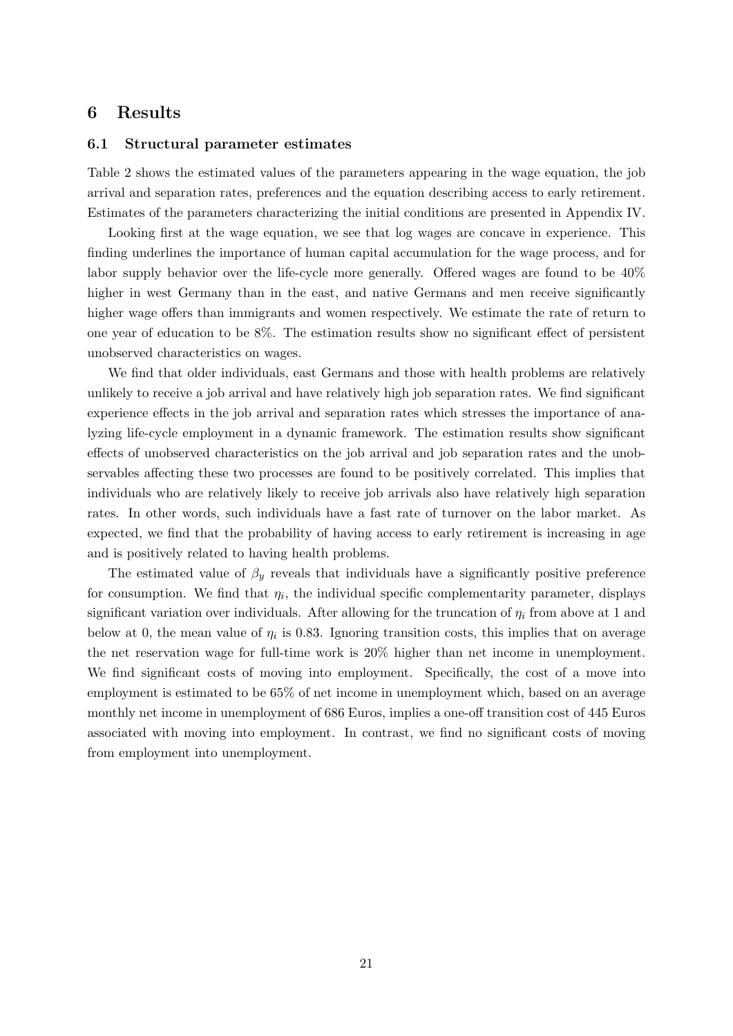## 6 Results

### 6.1 Structural parameter estimates

Table 2 shows the estimated values of the parameters appearing in the wage equation, the job arrival and separation rates, preferences and the equation describing access to early retirement. Estimates of the parameters characterizing the initial conditions are presented in Appendix IV.

Looking first at the wage equation, we see that log wages are concave in experience. This finding underlines the importance of human capital accumulation for the wage process, and for labor supply behavior over the life-cycle more generally. Offered wages are found to be 40% higher in west Germany than in the east, and native Germans and men receive significantly higher wage offers than immigrants and women respectively. We estimate the rate of return to one year of education to be 8%. The estimation results show no significant effect of persistent unobserved characteristics on wages.

We find that older individuals, east Germans and those with health problems are relatively unlikely to receive a job arrival and have relatively high job separation rates. We find significant experience effects in the job arrival and separation rates which stresses the importance of analyzing life-cycle employment in a dynamic framework. The estimation results show significant effects of unobserved characteristics on the job arrival and job separation rates and the unobservables affecting these two processes are found to be positively correlated. This implies that individuals who are relatively likely to receive job arrivals also have relatively high separation rates. In other words, such individuals have a fast rate of turnover on the labor market. As expected, we find that the probability of having access to early retirement is increasing in age and is positively related to having health problems.

The estimated value of $\beta_y$ reveals that individuals have a significantly positive preference for consumption. We find that $\eta_i$, the individual specific complementarity parameter, displays significant variation over individuals. After allowing for the truncation of $\eta_i$ from above at 1 and below at 0, the mean value of $\eta_i$ is 0.83. Ignoring transition costs, this implies that on average the net reservation wage for full-time work is 20% higher than net income in unemployment. We find significant costs of moving into employment. Specifically, the cost of a move into employment is estimated to be 65% of net income in unemployment which, based on an average monthly net income in unemployment of 686 Euros, implies a one-off transition cost of 445 Euros associated with moving into employment. In contrast, we find no significant costs of moving from employment into unemployment.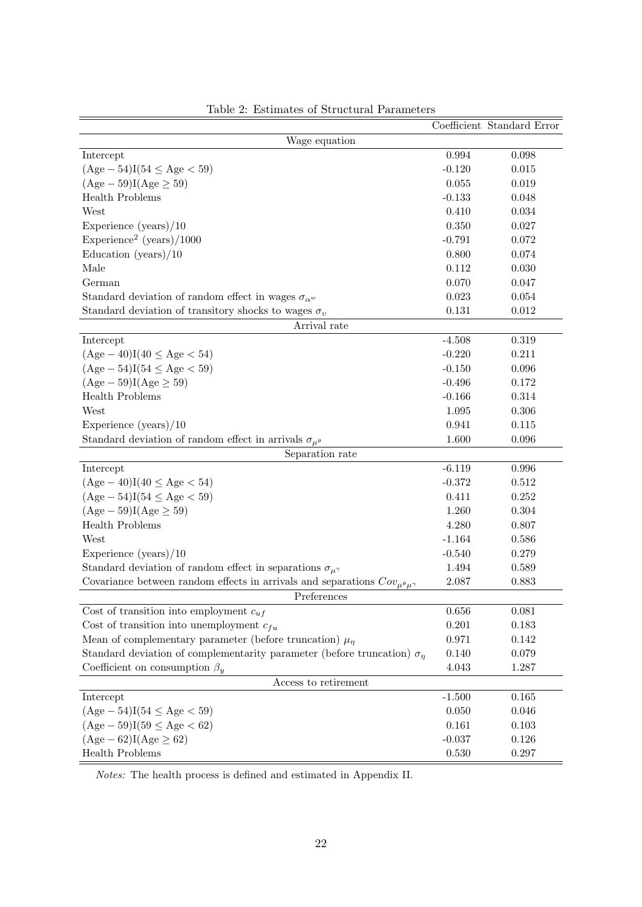Table 2: Estimates of Structural Parameters

| | Coefficient | Standard Error |
|---|---|---|
| **Wage equation** | | |
| Intercept | 0.994 | 0.098 |
| $(\text{Age} - 54)\text{I}(54 \leq \text{Age} < 59)$ | -0.120 | 0.015 |
| $(\text{Age} - 59)\text{I}(\text{Age} \geq 59)$ | 0.055 | 0.019 |
| Health Problems | -0.133 | 0.048 |
| West | 0.410 | 0.034 |
| Experience (years)/10 | 0.350 | 0.027 |
| Experience$^2$ (years)/1000 | -0.791 | 0.072 |
| Education (years)/10 | 0.800 | 0.074 |
| Male | 0.112 | 0.030 |
| German | 0.070 | 0.047 |
| Standard deviation of random effect in wages $\sigma_{\alpha^w}$ | 0.023 | 0.054 |
| Standard deviation of transitory shocks to wages $\sigma_\upsilon$ | 0.131 | 0.012 |
| **Arrival rate** | | |
| Intercept | -4.508 | 0.319 |
| $(\text{Age} - 40)\text{I}(40 \leq \text{Age} < 54)$ | -0.220 | 0.211 |
| $(\text{Age} - 54)\text{I}(54 \leq \text{Age} < 59)$ | -0.150 | 0.096 |
| $(\text{Age} - 59)\text{I}(\text{Age} \geq 59)$ | -0.496 | 0.172 |
| Health Problems | -0.166 | 0.314 |
| West | 1.095 | 0.306 |
| Experience (years)/10 | 0.941 | 0.115 |
| Standard deviation of random effect in arrivals $\sigma_{\mu^\theta}$ | 1.600 | 0.096 |
| **Separation rate** | | |
| Intercept | -6.119 | 0.996 |
| $(\text{Age} - 40)\text{I}(40 \leq \text{Age} < 54)$ | -0.372 | 0.512 |
| $(\text{Age} - 54)\text{I}(54 \leq \text{Age} < 59)$ | 0.411 | 0.252 |
| $(\text{Age} - 59)\text{I}(\text{Age} \geq 59)$ | 1.260 | 0.304 |
| Health Problems | 4.280 | 0.807 |
| West | -1.164 | 0.586 |
| Experience (years)/10 | -0.540 | 0.279 |
| Standard deviation of random effect in separations $\sigma_{\mu^\gamma}$ | 1.494 | 0.589 |
| Covariance between random effects in arrivals and separations $Cov_{\mu^\theta\mu^\gamma}$ | 2.087 | 0.883 |
| **Preferences** | | |
| Cost of transition into employment $c_{uf}$ | 0.656 | 0.081 |
| Cost of transition into unemployment $c_{fu}$ | 0.201 | 0.183 |
| Mean of complementary parameter (before truncation) $\mu_\eta$ | 0.971 | 0.142 |
| Standard deviation of complementarity parameter (before truncation) $\sigma_\eta$ | 0.140 | 0.079 |
| Coefficient on consumption $\beta_y$ | 4.043 | 1.287 |
| **Access to retirement** | | |
| Intercept | -1.500 | 0.165 |
| $(\text{Age} - 54)\text{I}(54 \leq \text{Age} < 59)$ | 0.050 | 0.046 |
| $(\text{Age} - 59)\text{I}(59 \leq \text{Age} < 62)$ | 0.161 | 0.103 |
| $(\text{Age} - 62)\text{I}(\text{Age} \geq 62)$ | -0.037 | 0.126 |
| Health Problems | 0.530 | 0.297 |

*Notes:* The health process is defined and estimated in Appendix II.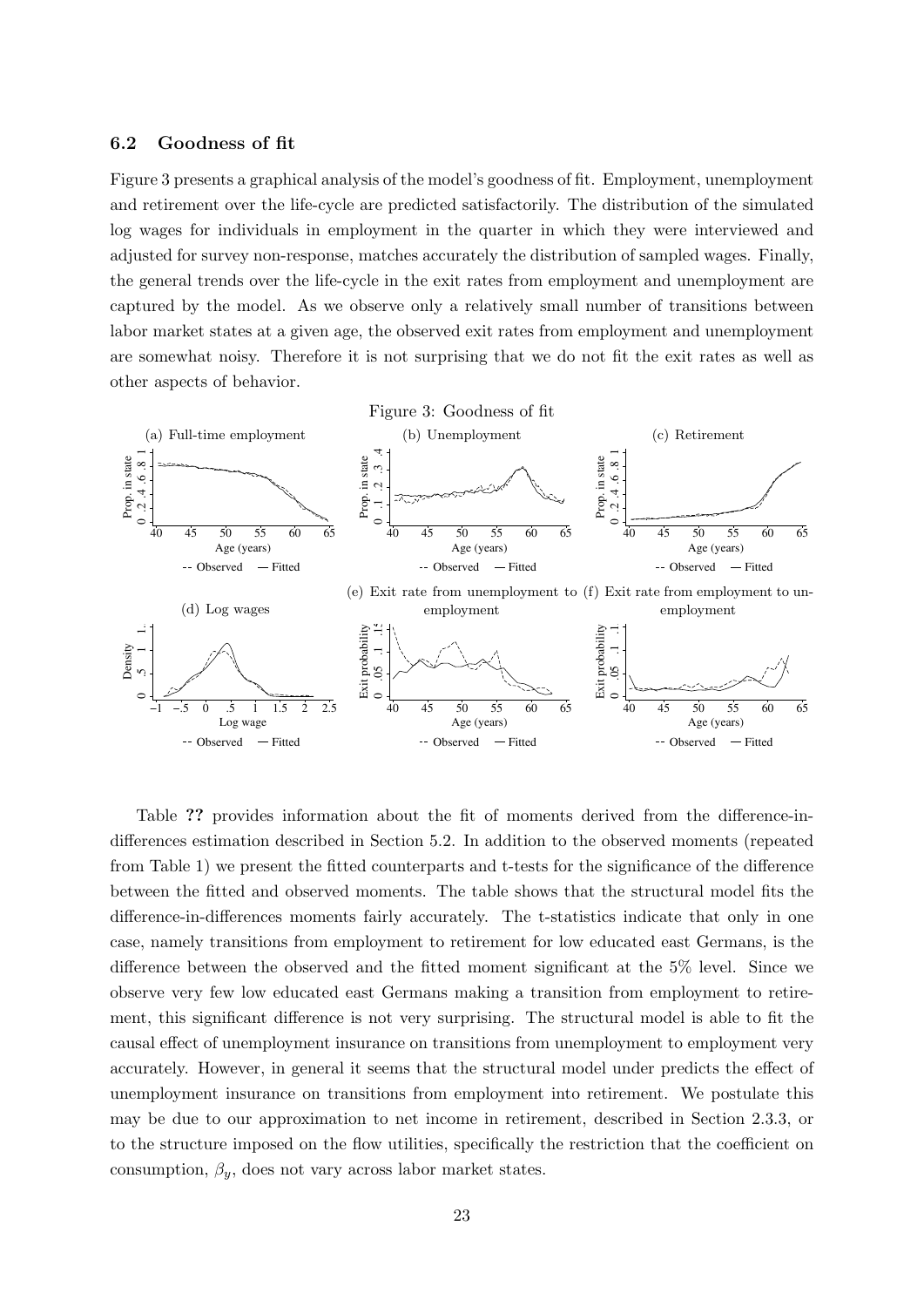### 6.2 Goodness of fit

Figure 3 presents a graphical analysis of the model's goodness of fit. Employment, unemployment and retirement over the life-cycle are predicted satisfactorily. The distribution of the simulated log wages for individuals in employment in the quarter in which they were interviewed and adjusted for survey non-response, matches accurately the distribution of sampled wages. Finally, the general trends over the life-cycle in the exit rates from employment and unemployment are captured by the model. As we observe only a relatively small number of transitions between labor market states at a given age, the observed exit rates from employment and unemployment are somewhat noisy. Therefore it is not surprising that we do not fit the exit rates as well as other aspects of behavior.

Figure 3: Goodness of fit

(a) Full-time employment (b) Unemployment (c) Retirement (d) Log wages (e) Exit rate from unemployment to employment (f) Exit rate from employment to unemployment

Table ?? provides information about the fit of moments derived from the difference-in-differences estimation described in Section 5.2. In addition to the observed moments (repeated from Table 1) we present the fitted counterparts and t-tests for the significance of the difference between the fitted and observed moments. The table shows that the structural model fits the difference-in-differences moments fairly accurately. The t-statistics indicate that only in one case, namely transitions from employment to retirement for low educated east Germans, is the difference between the observed and the fitted moment significant at the 5% level. Since we observe very few low educated east Germans making a transition from employment to retirement, this significant difference is not very surprising. The structural model is able to fit the causal effect of unemployment insurance on transitions from unemployment to employment very accurately. However, in general it seems that the structural model under predicts the effect of unemployment insurance on transitions from employment into retirement. We postulate this may be due to our approximation to net income in retirement, described in Section 2.3.3, or to the structure imposed on the flow utilities, specifically the restriction that the coefficient on consumption, $\beta_y$, does not vary across labor market states.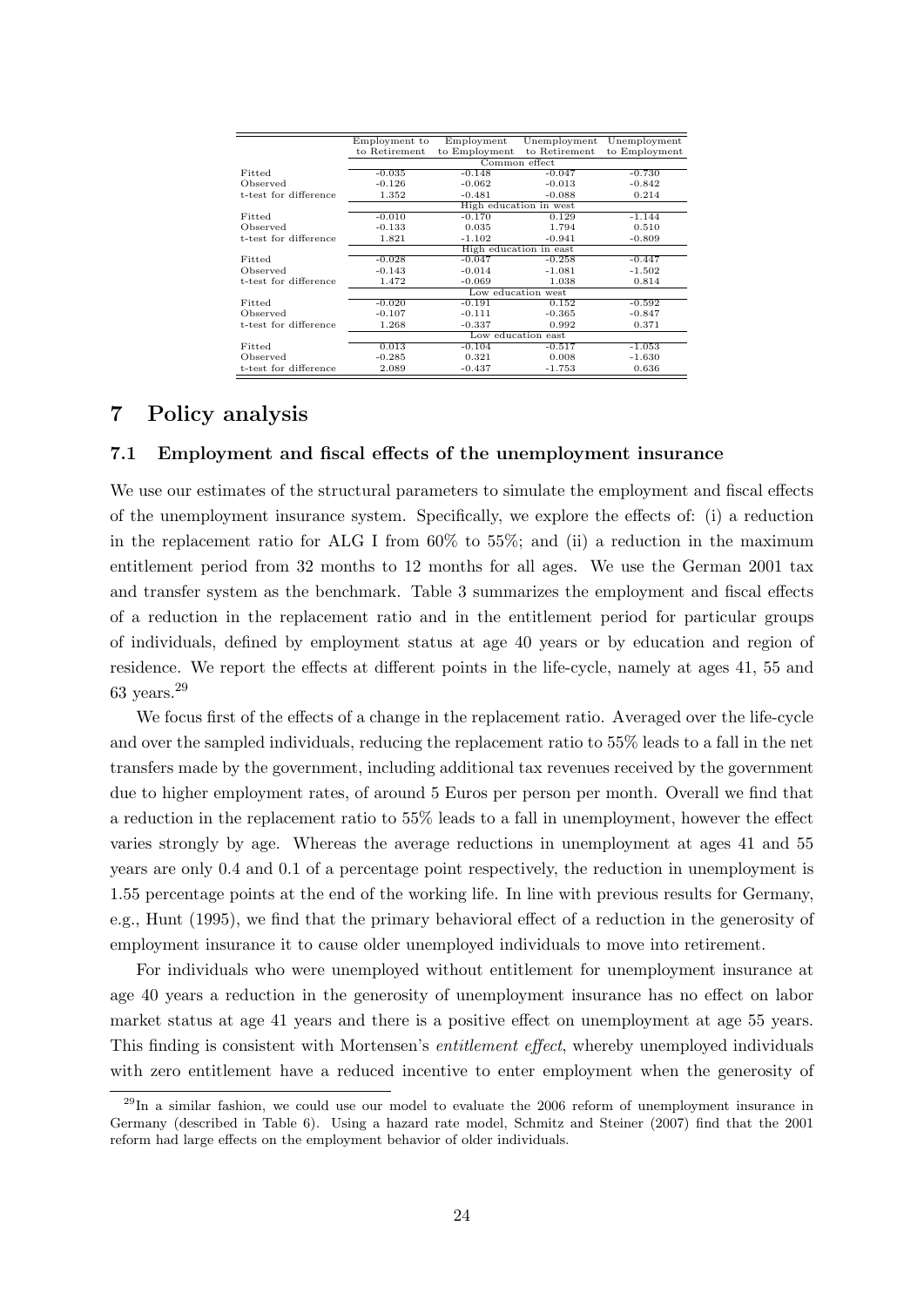| | Employment to Retirement | Employment to Employment | Unemployment to Retirement | Unemployment to Employment |
|---|---|---|---|---|
| | Common effect | | | |
| Fitted | -0.035 | -0.148 | -0.047 | -0.730 |
| Observed | -0.126 | -0.062 | -0.013 | -0.842 |
| t-test for difference | 1.352 | -0.481 | -0.088 | 0.214 |
| | High education in west | | | |
| Fitted | -0.010 | -0.170 | 0.129 | -1.144 |
| Observed | -0.133 | 0.035 | 1.794 | 0.510 |
| t-test for difference | 1.821 | -1.102 | -0.941 | -0.809 |
| | High education in east | | | |
| Fitted | -0.028 | -0.047 | -0.258 | -0.447 |
| Observed | -0.143 | -0.014 | -1.081 | -1.502 |
| t-test for difference | 1.472 | -0.069 | 1.038 | 0.814 |
| | Low education west | | | |
| Fitted | -0.020 | -0.191 | 0.152 | -0.592 |
| Observed | -0.107 | -0.111 | -0.365 | -0.847 |
| t-test for difference | 1.268 | -0.337 | 0.992 | 0.371 |
| | Low education east | | | |
| Fitted | 0.013 | -0.104 | -0.517 | -1.053 |
| Observed | -0.285 | 0.321 | 0.008 | -1.630 |
| t-test for difference | 2.089 | -0.437 | -1.753 | 0.636 |

## 7 Policy analysis

### 7.1 Employment and fiscal effects of the unemployment insurance

We use our estimates of the structural parameters to simulate the employment and fiscal effects of the unemployment insurance system. Specifically, we explore the effects of: (i) a reduction in the replacement ratio for ALG I from 60% to 55%; and (ii) a reduction in the maximum entitlement period from 32 months to 12 months for all ages. We use the German 2001 tax and transfer system as the benchmark. Table 3 summarizes the employment and fiscal effects of a reduction in the replacement ratio and in the entitlement period for particular groups of individuals, defined by employment status at age 40 years or by education and region of residence. We report the effects at different points in the life-cycle, namely at ages 41, 55 and 63 years.[29]

We focus first of the effects of a change in the replacement ratio. Averaged over the life-cycle and over the sampled individuals, reducing the replacement ratio to 55% leads to a fall in the net transfers made by the government, including additional tax revenues received by the government due to higher employment rates, of around 5 Euros per person per month. Overall we find that a reduction in the replacement ratio to 55% leads to a fall in unemployment, however the effect varies strongly by age. Whereas the average reductions in unemployment at ages 41 and 55 years are only 0.4 and 0.1 of a percentage point respectively, the reduction in unemployment is 1.55 percentage points at the end of the working life. In line with previous results for Germany, e.g., Hunt (1995), we find that the primary behavioral effect of a reduction in the generosity of employment insurance it to cause older unemployed individuals to move into retirement.

For individuals who were unemployed without entitlement for unemployment insurance at age 40 years a reduction in the generosity of unemployment insurance has no effect on labor market status at age 41 years and there is a positive effect on unemployment at age 55 years. This finding is consistent with Mortensen's *entitlement effect*, whereby unemployed individuals with zero entitlement have a reduced incentive to enter employment when the generosity of

[29] In a similar fashion, we could use our model to evaluate the 2006 reform of unemployment insurance in Germany (described in Table 6). Using a hazard rate model, Schmitz and Steiner (2007) find that the 2001 reform had large effects on the employment behavior of older individuals.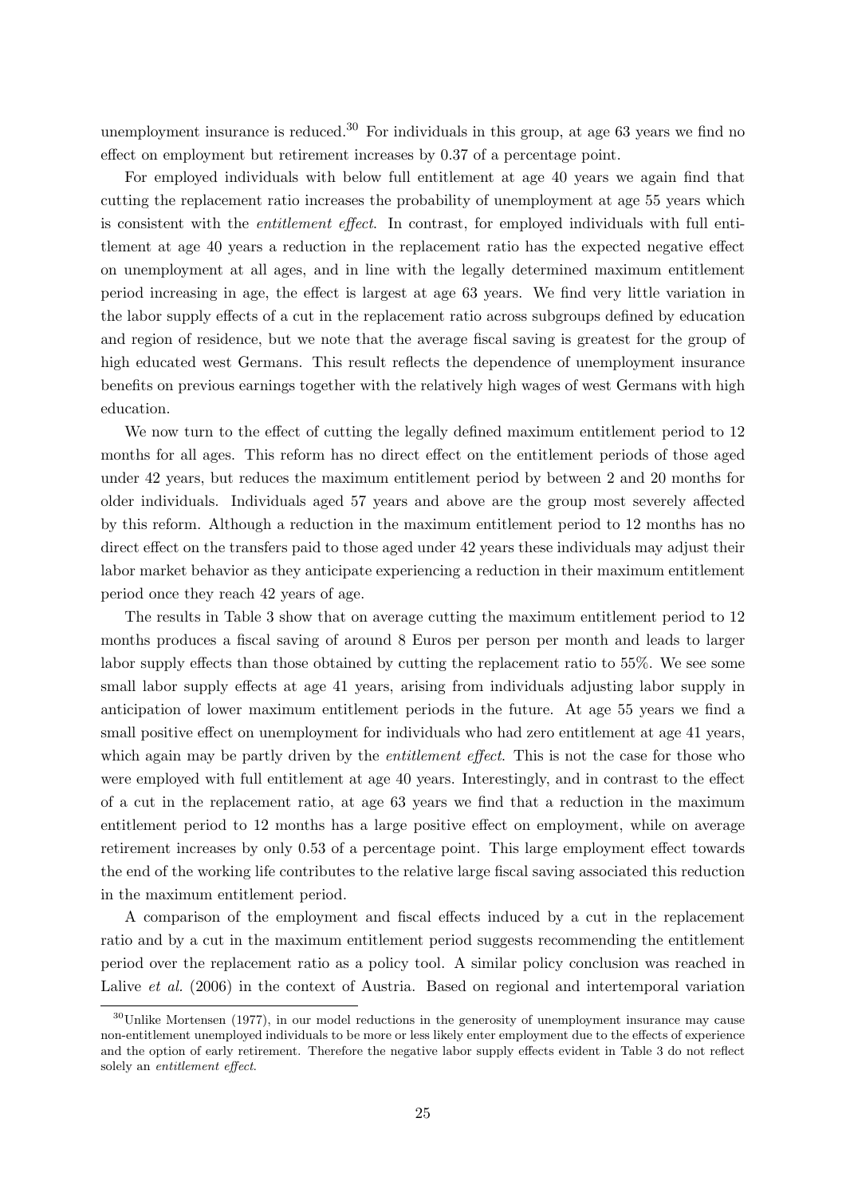unemployment insurance is reduced.[30] For individuals in this group, at age 63 years we find no effect on employment but retirement increases by 0.37 of a percentage point.

For employed individuals with below full entitlement at age 40 years we again find that cutting the replacement ratio increases the probability of unemployment at age 55 years which is consistent with the *entitlement effect*. In contrast, for employed individuals with full entitlement at age 40 years a reduction in the replacement ratio has the expected negative effect on unemployment at all ages, and in line with the legally determined maximum entitlement period increasing in age, the effect is largest at age 63 years. We find very little variation in the labor supply effects of a cut in the replacement ratio across subgroups defined by education and region of residence, but we note that the average fiscal saving is greatest for the group of high educated west Germans. This result reflects the dependence of unemployment insurance benefits on previous earnings together with the relatively high wages of west Germans with high education.

We now turn to the effect of cutting the legally defined maximum entitlement period to 12 months for all ages. This reform has no direct effect on the entitlement periods of those aged under 42 years, but reduces the maximum entitlement period by between 2 and 20 months for older individuals. Individuals aged 57 years and above are the group most severely affected by this reform. Although a reduction in the maximum entitlement period to 12 months has no direct effect on the transfers paid to those aged under 42 years these individuals may adjust their labor market behavior as they anticipate experiencing a reduction in their maximum entitlement period once they reach 42 years of age.

The results in Table 3 show that on average cutting the maximum entitlement period to 12 months produces a fiscal saving of around 8 Euros per person per month and leads to larger labor supply effects than those obtained by cutting the replacement ratio to 55%. We see some small labor supply effects at age 41 years, arising from individuals adjusting labor supply in anticipation of lower maximum entitlement periods in the future. At age 55 years we find a small positive effect on unemployment for individuals who had zero entitlement at age 41 years, which again may be partly driven by the *entitlement effect*. This is not the case for those who were employed with full entitlement at age 40 years. Interestingly, and in contrast to the effect of a cut in the replacement ratio, at age 63 years we find that a reduction in the maximum entitlement period to 12 months has a large positive effect on employment, while on average retirement increases by only 0.53 of a percentage point. This large employment effect towards the end of the working life contributes to the relative large fiscal saving associated this reduction in the maximum entitlement period.

A comparison of the employment and fiscal effects induced by a cut in the replacement ratio and by a cut in the maximum entitlement period suggests recommending the entitlement period over the replacement ratio as a policy tool. A similar policy conclusion was reached in Lalive *et al*. (2006) in the context of Austria. Based on regional and intertemporal variation

[30] Unlike Mortensen (1977), in our model reductions in the generosity of unemployment insurance may cause non-entitlement unemployed individuals to be more or less likely enter employment due to the effects of experience and the option of early retirement. Therefore the negative labor supply effects evident in Table 3 do not reflect solely an *entitlement effect*.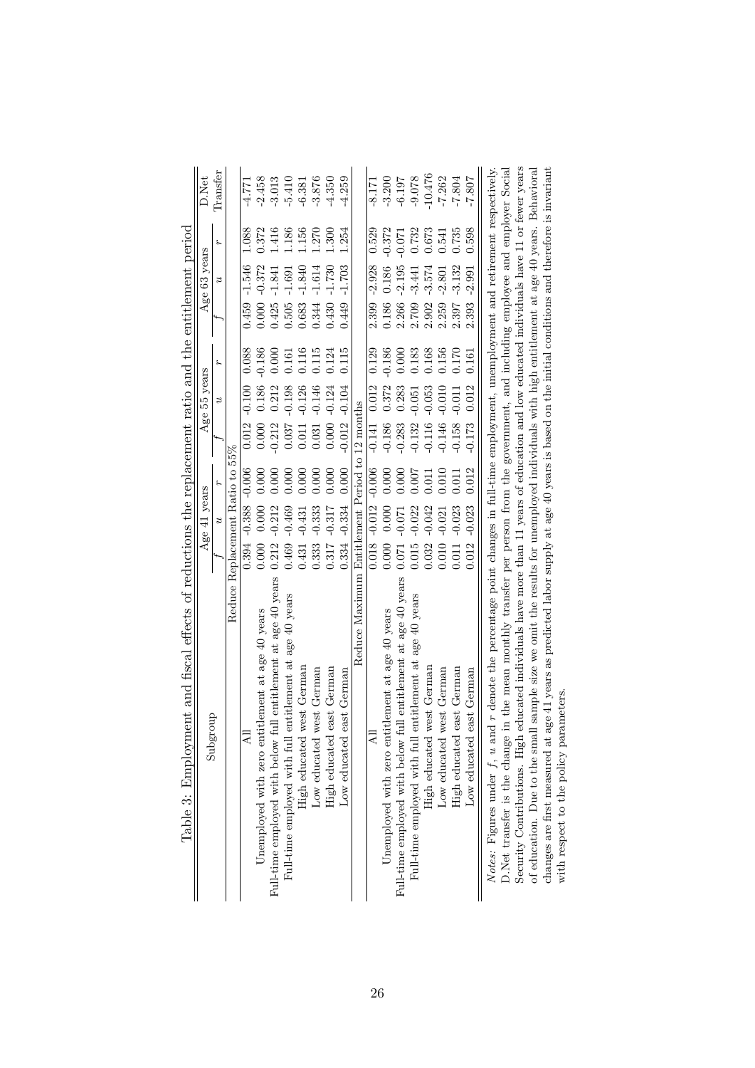Table 3: Employment and fiscal effects of reductions the replacement ratio and the entitlement period

| Subgroup | Age 41 years | | | Age 55 years | | | Age 63 years | | | D.Net |
|---|---|---|---|---|---|---|---|---|---|---|
| | $f$ | $u$ | $r$ | $f$ | $u$ | $r$ | $f$ | $u$ | $r$ | Transfer |
| Reduce Replacement Ratio to 55% | | | | | | | | | | |
| All | 0.394 | -0.388 | -0.006 | 0.012 | -0.100 | 0.088 | 0.459 | -1.546 | 1.088 | -4.771 |
| Unemployed with zero entitlement at age 40 years | 0.000 | 0.000 | 0.000 | 0.000 | 0.186 | -0.186 | 0.000 | -0.372 | 0.372 | -2.458 |
| Full-time employed with below full entitlement at age 40 years | 0.212 | -0.212 | 0.000 | -0.212 | 0.212 | 0.000 | 0.425 | -1.841 | 1.416 | -3.013 |
| Full-time employed with full entitlement at age 40 years | 0.469 | -0.469 | 0.000 | 0.037 | -0.198 | 0.161 | 0.505 | -1.691 | 1.186 | -5.410 |
| High educated west German | 0.431 | -0.431 | 0.000 | 0.011 | -0.126 | 0.116 | 0.683 | -1.840 | 1.156 | -6.381 |
| Low educated west German | 0.333 | -0.333 | 0.000 | 0.031 | -0.146 | 0.115 | 0.344 | -1.614 | 1.270 | -3.876 |
| High educated east German | 0.317 | -0.317 | 0.000 | 0.000 | -0.124 | 0.124 | 0.430 | -1.730 | 1.300 | -4.350 |
| Low educated east German | 0.334 | -0.334 | 0.000 | -0.012 | -0.104 | 0.115 | 0.449 | -1.703 | 1.254 | -4.259 |
| Reduce Maximum Entitlement Period to 12 months | | | | | | | | | | |
| All | 0.018 | -0.012 | -0.006 | -0.141 | 0.012 | 0.129 | 2.399 | -2.928 | 0.529 | -8.171 |
| Unemployed with zero entitlement at age 40 years | 0.000 | 0.000 | 0.000 | -0.186 | 0.372 | -0.186 | 0.186 | 0.186 | -0.372 | -3.200 |
| Full-time employed with below full entitlement at age 40 years | 0.071 | -0.071 | 0.000 | -0.283 | 0.283 | 0.000 | 2.266 | -2.195 | -0.071 | -6.197 |
| Full-time employed with full entitlement at age 40 years | 0.015 | -0.022 | 0.007 | -0.132 | -0.051 | 0.183 | 2.709 | -3.441 | 0.732 | -9.078 |
| High educated west German | 0.032 | -0.042 | 0.011 | -0.116 | -0.053 | 0.168 | 2.902 | -3.574 | 0.673 | -10.476 |
| Low educated west German | 0.010 | -0.021 | 0.010 | -0.146 | -0.010 | 0.156 | 2.259 | -2.801 | 0.541 | -7.262 |
| High educated east German | 0.011 | -0.023 | 0.011 | -0.158 | -0.011 | 0.170 | 2.397 | -3.132 | 0.735 | -7.804 |
| Low educated east German | 0.012 | -0.023 | 0.012 | -0.173 | 0.012 | 0.161 | 2.393 | -2.991 | 0.598 | -7.807 |

*Notes:* Figures under $f$, $u$ and $r$ denote the percentage point changes in full-time employment, unemployment and retirement respectively. D.Net transfer is the change in the mean monthly transfer per person from the government, and including employee and employer Social Security Contributions. High educated individuals have more than 11 years of education and low educated individuals have 11 or fewer years of education. Due to the small sample size we omit the results for unemployed individuals with high entitlement at age 40 years. Behavioral changes are first measured at age 41 years as predicted labor supply at age 40 years is based on the initial conditions and therefore is invariant with respect to the policy parameters.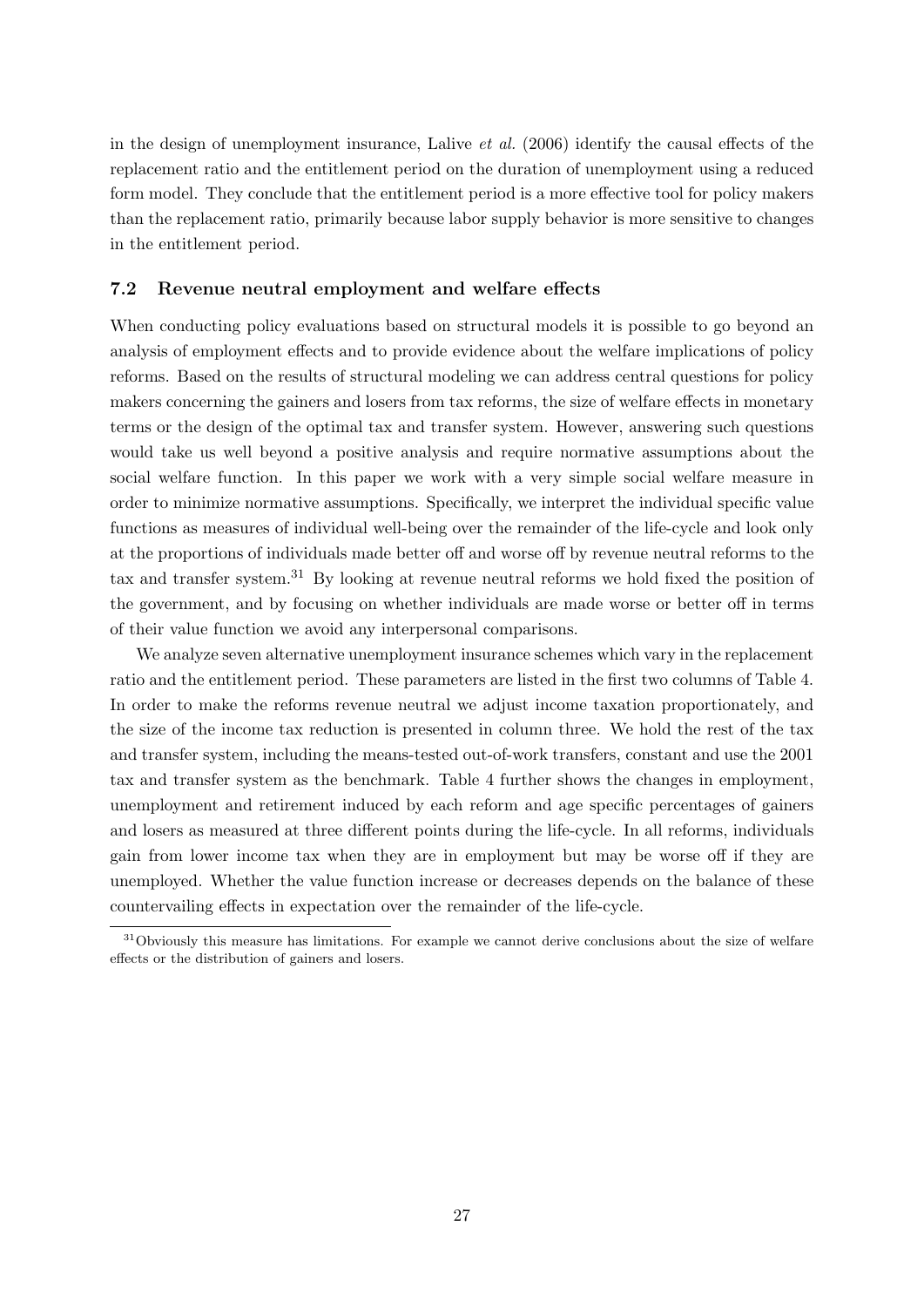in the design of unemployment insurance, Lalive *et al.* (2006) identify the causal effects of the replacement ratio and the entitlement period on the duration of unemployment using a reduced form model. They conclude that the entitlement period is a more effective tool for policy makers than the replacement ratio, primarily because labor supply behavior is more sensitive to changes in the entitlement period.

### 7.2 Revenue neutral employment and welfare effects

When conducting policy evaluations based on structural models it is possible to go beyond an analysis of employment effects and to provide evidence about the welfare implications of policy reforms. Based on the results of structural modeling we can address central questions for policy makers concerning the gainers and losers from tax reforms, the size of welfare effects in monetary terms or the design of the optimal tax and transfer system. However, answering such questions would take us well beyond a positive analysis and require normative assumptions about the social welfare function. In this paper we work with a very simple social welfare measure in order to minimize normative assumptions. Specifically, we interpret the individual specific value functions as measures of individual well-being over the remainder of the life-cycle and look only at the proportions of individuals made better off and worse off by revenue neutral reforms to the tax and transfer system.[31] By looking at revenue neutral reforms we hold fixed the position of the government, and by focusing on whether individuals are made worse or better off in terms of their value function we avoid any interpersonal comparisons.

We analyze seven alternative unemployment insurance schemes which vary in the replacement ratio and the entitlement period. These parameters are listed in the first two columns of Table 4. In order to make the reforms revenue neutral we adjust income taxation proportionately, and the size of the income tax reduction is presented in column three. We hold the rest of the tax and transfer system, including the means-tested out-of-work transfers, constant and use the 2001 tax and transfer system as the benchmark. Table 4 further shows the changes in employment, unemployment and retirement induced by each reform and age specific percentages of gainers and losers as measured at three different points during the life-cycle. In all reforms, individuals gain from lower income tax when they are in employment but may be worse off if they are unemployed. Whether the value function increase or decreases depends on the balance of these countervailing effects in expectation over the remainder of the life-cycle.

[31] Obviously this measure has limitations. For example we cannot derive conclusions about the size of welfare effects or the distribution of gainers and losers.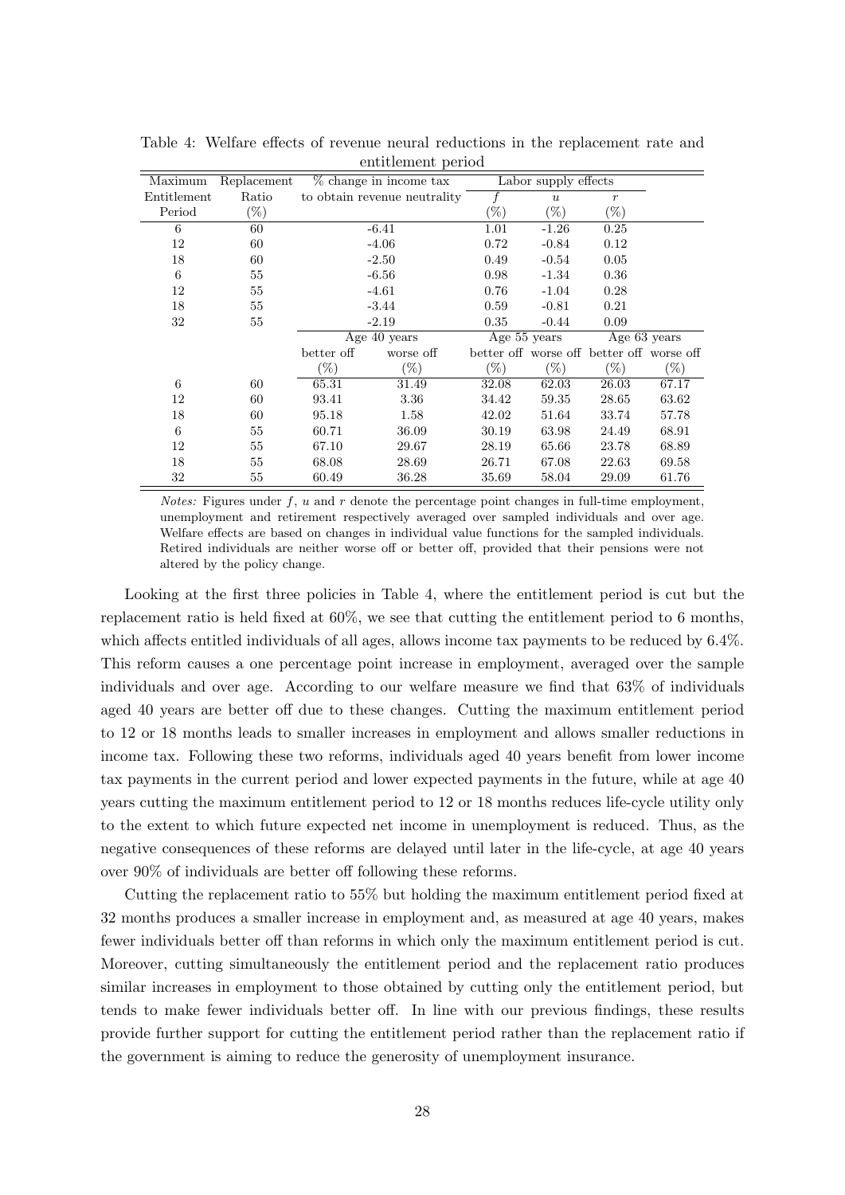Table 4: Welfare effects of revenue neural reductions in the replacement rate and entitlement period

| Maximum Entitlement Period | Replacement Ratio (%) | % change in income tax to obtain revenue neutrality | | Labor supply effects $f$ (%) | $u$ (%) | $r$ (%) | |
|---|---|---|---|---|---|---|---|
| 6 | 60 | -6.41 | | 1.01 | -1.26 | 0.25 | |
| 12 | 60 | -4.06 | | 0.72 | -0.84 | 0.12 | |
| 18 | 60 | -2.50 | | 0.49 | -0.54 | 0.05 | |
| 6 | 55 | -6.56 | | 0.98 | -1.34 | 0.36 | |
| 12 | 55 | -4.61 | | 0.76 | -1.04 | 0.28 | |
| 18 | 55 | -3.44 | | 0.59 | -0.81 | 0.21 | |
| 32 | 55 | -2.19 | | 0.35 | -0.44 | 0.09 | |
| | | Age 40 years | | Age 55 years | | Age 63 years | |
| | | better off (%) | worse off (%) | better off (%) | worse off (%) | better off (%) | worse off (%) |
| 6 | 60 | 65.31 | 31.49 | 32.08 | 62.03 | 26.03 | 67.17 |
| 12 | 60 | 93.41 | 3.36 | 34.42 | 59.35 | 28.65 | 63.62 |
| 18 | 60 | 95.18 | 1.58 | 42.02 | 51.64 | 33.74 | 57.78 |
| 6 | 55 | 60.71 | 36.09 | 30.19 | 63.98 | 24.49 | 68.91 |
| 12 | 55 | 67.10 | 29.67 | 28.19 | 65.66 | 23.78 | 68.89 |
| 18 | 55 | 68.08 | 28.69 | 26.71 | 67.08 | 22.63 | 69.58 |
| 32 | 55 | 60.49 | 36.28 | 35.69 | 58.04 | 29.09 | 61.76 |

*Notes:* Figures under $f$, $u$ and $r$ denote the percentage point changes in full-time employment, unemployment and retirement respectively averaged over sampled individuals and over age. Welfare effects are based on changes in individual value functions for the sampled individuals. Retired individuals are neither worse off or better off, provided that their pensions were not altered by the policy change.

Looking at the first three policies in Table 4, where the entitlement period is cut but the replacement ratio is held fixed at 60%, we see that cutting the entitlement period to 6 months, which affects entitled individuals of all ages, allows income tax payments to be reduced by 6.4%. This reform causes a one percentage point increase in employment, averaged over the sample individuals and over age. According to our welfare measure we find that 63% of individuals aged 40 years are better off due to these changes. Cutting the maximum entitlement period to 12 or 18 months leads to smaller increases in employment and allows smaller reductions in income tax. Following these two reforms, individuals aged 40 years benefit from lower income tax payments in the current period and lower expected payments in the future, while at age 40 years cutting the maximum entitlement period to 12 or 18 months reduces life-cycle utility only to the extent to which future expected net income in unemployment is reduced. Thus, as the negative consequences of these reforms are delayed until later in the life-cycle, at age 40 years over 90% of individuals are better off following these reforms.

Cutting the replacement ratio to 55% but holding the maximum entitlement period fixed at 32 months produces a smaller increase in employment and, as measured at age 40 years, makes fewer individuals better off than reforms in which only the maximum entitlement period is cut. Moreover, cutting simultaneously the entitlement period and the replacement ratio produces similar increases in employment to those obtained by cutting only the entitlement period, but tends to make fewer individuals better off. In line with our previous findings, these results provide further support for cutting the entitlement period rather than the replacement ratio if the government is aiming to reduce the generosity of unemployment insurance.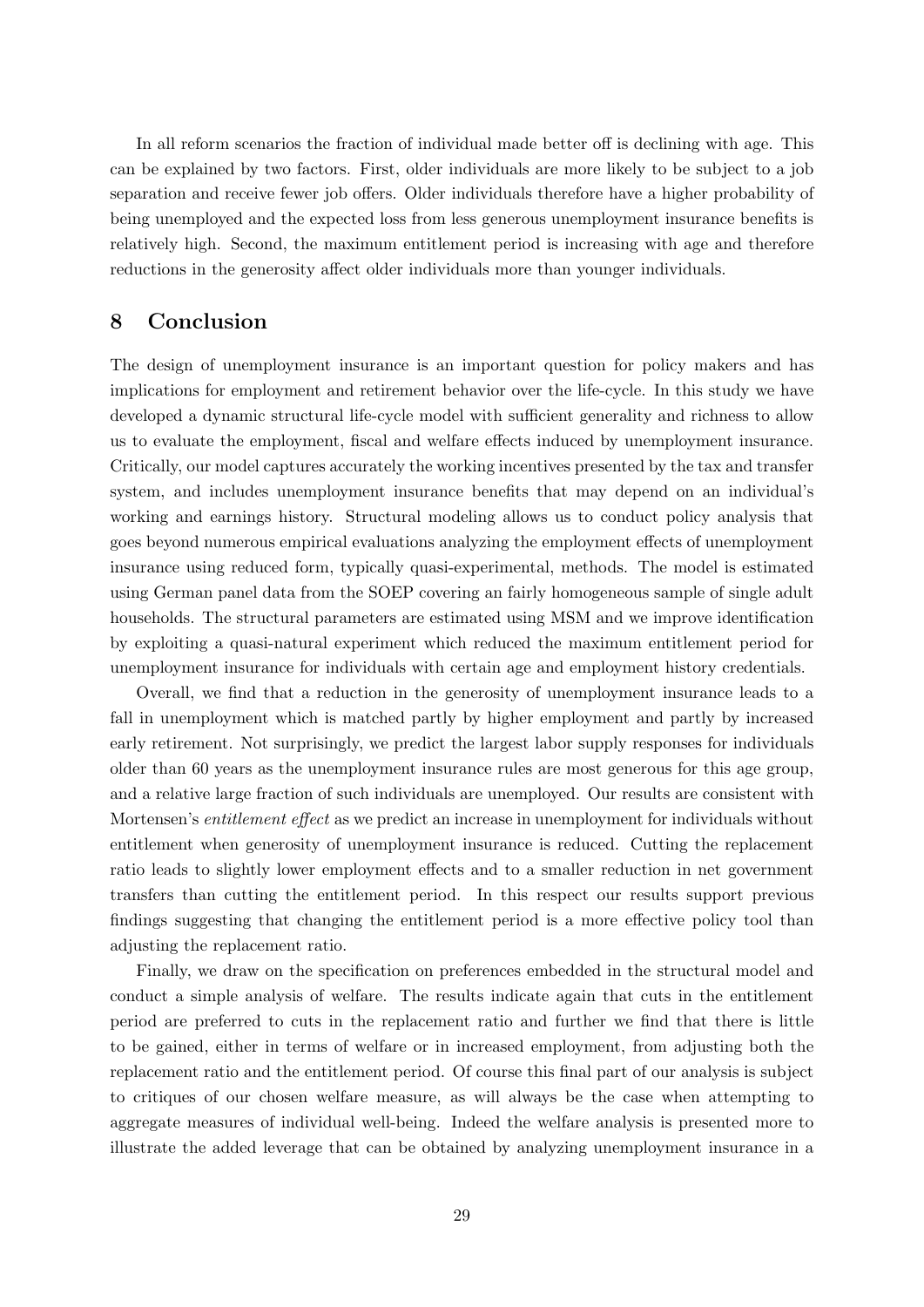In all reform scenarios the fraction of individual made better off is declining with age. This can be explained by two factors. First, older individuals are more likely to be subject to a job separation and receive fewer job offers. Older individuals therefore have a higher probability of being unemployed and the expected loss from less generous unemployment insurance benefits is relatively high. Second, the maximum entitlement period is increasing with age and therefore reductions in the generosity affect older individuals more than younger individuals.

# 8 Conclusion

The design of unemployment insurance is an important question for policy makers and has implications for employment and retirement behavior over the life-cycle. In this study we have developed a dynamic structural life-cycle model with sufficient generality and richness to allow us to evaluate the employment, fiscal and welfare effects induced by unemployment insurance. Critically, our model captures accurately the working incentives presented by the tax and transfer system, and includes unemployment insurance benefits that may depend on an individual's working and earnings history. Structural modeling allows us to conduct policy analysis that goes beyond numerous empirical evaluations analyzing the employment effects of unemployment insurance using reduced form, typically quasi-experimental, methods. The model is estimated using German panel data from the SOEP covering an fairly homogeneous sample of single adult households. The structural parameters are estimated using MSM and we improve identification by exploiting a quasi-natural experiment which reduced the maximum entitlement period for unemployment insurance for individuals with certain age and employment history credentials.

Overall, we find that a reduction in the generosity of unemployment insurance leads to a fall in unemployment which is matched partly by higher employment and partly by increased early retirement. Not surprisingly, we predict the largest labor supply responses for individuals older than 60 years as the unemployment insurance rules are most generous for this age group, and a relative large fraction of such individuals are unemployed. Our results are consistent with Mortensen's *entitlement effect* as we predict an increase in unemployment for individuals without entitlement when generosity of unemployment insurance is reduced. Cutting the replacement ratio leads to slightly lower employment effects and to a smaller reduction in net government transfers than cutting the entitlement period. In this respect our results support previous findings suggesting that changing the entitlement period is a more effective policy tool than adjusting the replacement ratio.

Finally, we draw on the specification on preferences embedded in the structural model and conduct a simple analysis of welfare. The results indicate again that cuts in the entitlement period are preferred to cuts in the replacement ratio and further we find that there is little to be gained, either in terms of welfare or in increased employment, from adjusting both the replacement ratio and the entitlement period. Of course this final part of our analysis is subject to critiques of our chosen welfare measure, as will always be the case when attempting to aggregate measures of individual well-being. Indeed the welfare analysis is presented more to illustrate the added leverage that can be obtained by analyzing unemployment insurance in a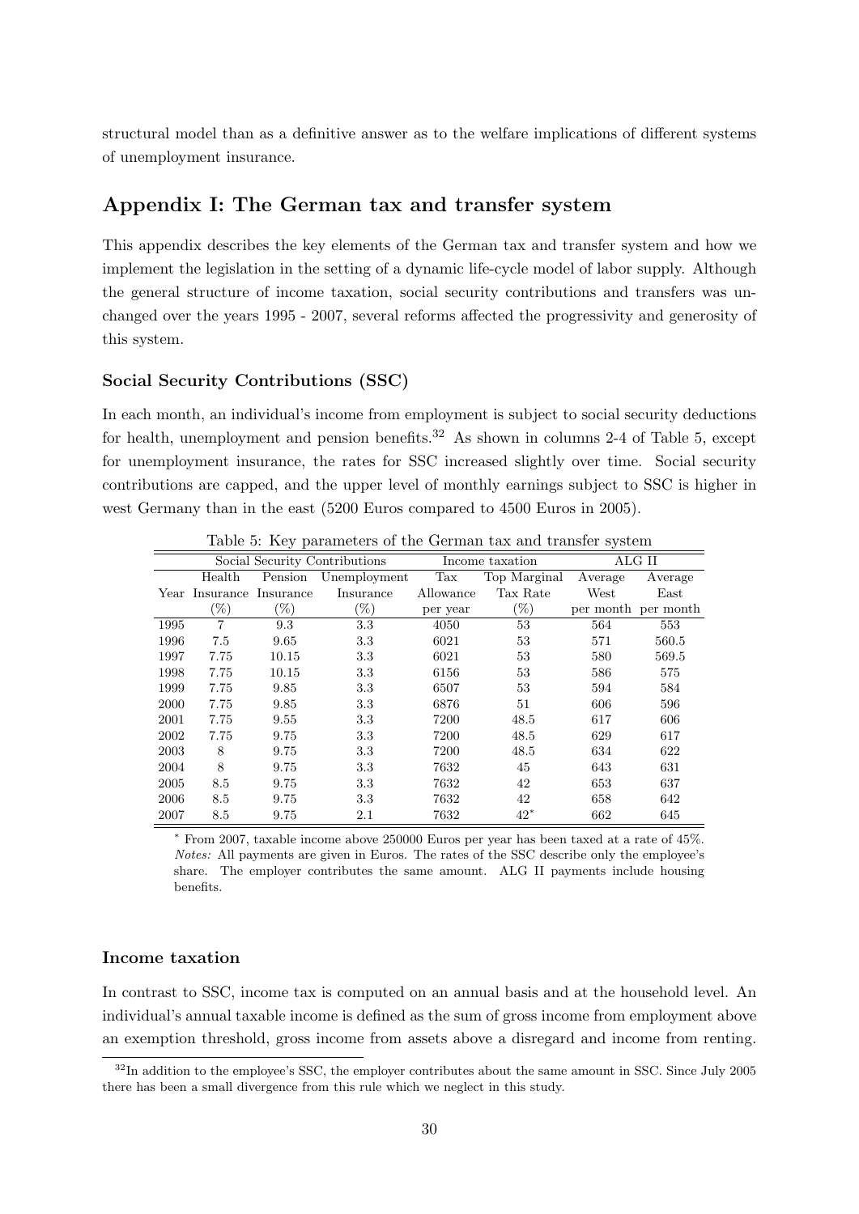structural model than as a definitive answer as to the welfare implications of different systems of unemployment insurance.

## Appendix I: The German tax and transfer system

This appendix describes the key elements of the German tax and transfer system and how we implement the legislation in the setting of a dynamic life-cycle model of labor supply. Although the general structure of income taxation, social security contributions and transfers was unchanged over the years 1995 - 2007, several reforms affected the progressivity and generosity of this system.

### Social Security Contributions (SSC)

In each month, an individual's income from employment is subject to social security deductions for health, unemployment and pension benefits.[32] As shown in columns 2-4 of Table 5, except for unemployment insurance, the rates for SSC increased slightly over time. Social security contributions are capped, and the upper level of monthly earnings subject to SSC is higher in west Germany than in the east (5200 Euros compared to 4500 Euros in 2005).

Table 5: Key parameters of the German tax and transfer system

| | Social Security Contributions | | | Income taxation | | ALG II | |
|---|---|---|---|---|---|---|---|
| Year | Health Insurance (%) | Pension Insurance (%) | Unemployment Insurance (%) | Tax Allowance per year | Top Marginal Tax Rate (%) | Average West per month | Average East per month |
| 1995 | 7 | 9.3 | 3.3 | 4050 | 53 | 564 | 553 |
| 1996 | 7.5 | 9.65 | 3.3 | 6021 | 53 | 571 | 560.5 |
| 1997 | 7.75 | 10.15 | 3.3 | 6021 | 53 | 580 | 569.5 |
| 1998 | 7.75 | 10.15 | 3.3 | 6156 | 53 | 586 | 575 |
| 1999 | 7.75 | 9.85 | 3.3 | 6507 | 53 | 594 | 584 |
| 2000 | 7.75 | 9.85 | 3.3 | 6876 | 51 | 606 | 596 |
| 2001 | 7.75 | 9.55 | 3.3 | 7200 | 48.5 | 617 | 606 |
| 2002 | 7.75 | 9.75 | 3.3 | 7200 | 48.5 | 629 | 617 |
| 2003 | 8 | 9.75 | 3.3 | 7200 | 48.5 | 634 | 622 |
| 2004 | 8 | 9.75 | 3.3 | 7632 | 45 | 643 | 631 |
| 2005 | 8.5 | 9.75 | 3.3 | 7632 | 42 | 653 | 637 |
| 2006 | 8.5 | 9.75 | 3.3 | 7632 | 42 | 658 | 642 |
| 2007 | 8.5 | 9.75 | 2.1 | 7632 | 42* | 662 | 645 |

* From 2007, taxable income above 250000 Euros per year has been taxed at a rate of 45%.
*Notes:* All payments are given in Euros. The rates of the SSC describe only the employee's share. The employer contributes the same amount. ALG II payments include housing benefits.

### Income taxation

In contrast to SSC, income tax is computed on an annual basis and at the household level. An individual's annual taxable income is defined as the sum of gross income from employment above an exemption threshold, gross income from assets above a disregard and income from renting.

[32] In addition to the employee's SSC, the employer contributes about the same amount in SSC. Since July 2005 there has been a small divergence from this rule which we neglect in this study.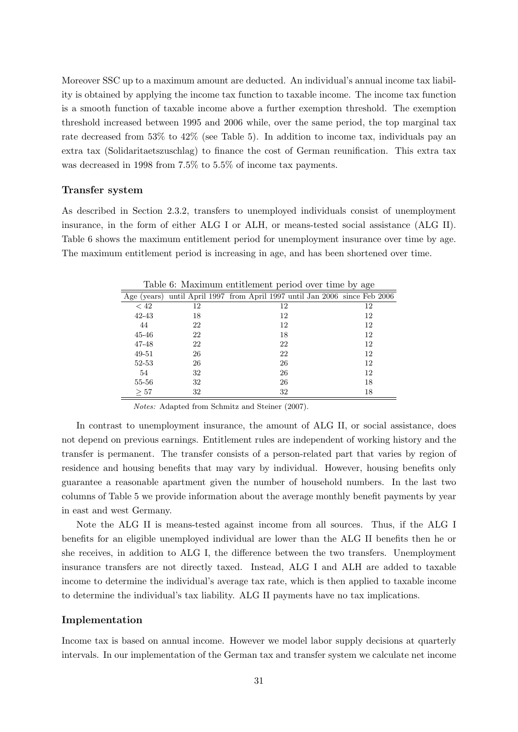Moreover SSC up to a maximum amount are deducted. An individual's annual income tax liability is obtained by applying the income tax function to taxable income. The income tax function is a smooth function of taxable income above a further exemption threshold. The exemption threshold increased between 1995 and 2006 while, over the same period, the top marginal tax rate decreased from 53% to 42% (see Table 5). In addition to income tax, individuals pay an extra tax (Solidaritaetszuschlag) to finance the cost of German reunification. This extra tax was decreased in 1998 from 7.5% to 5.5% of income tax payments.

### Transfer system

As described in Section 2.3.2, transfers to unemployed individuals consist of unemployment insurance, in the form of either ALG I or ALH, or means-tested social assistance (ALG II). Table 6 shows the maximum entitlement period for unemployment insurance over time by age. The maximum entitlement period is increasing in age, and has been shortened over time.

Table 6: Maximum entitlement period over time by age

| Age (years) | until April 1997 | from April 1997 until Jan 2006 | since Feb 2006 |
|---|---|---|---|
| $< 42$ | 12 | 12 | 12 |
| 42-43 | 18 | 12 | 12 |
| 44 | 22 | 12 | 12 |
| 45-46 | 22 | 18 | 12 |
| 47-48 | 22 | 22 | 12 |
| 49-51 | 26 | 22 | 12 |
| 52-53 | 26 | 26 | 12 |
| 54 | 32 | 26 | 12 |
| 55-56 | 32 | 26 | 18 |
| $\geq 57$ | 32 | 32 | 18 |

*Notes:* Adapted from Schmitz and Steiner (2007).

In contrast to unemployment insurance, the amount of ALG II, or social assistance, does not depend on previous earnings. Entitlement rules are independent of working history and the transfer is permanent. The transfer consists of a person-related part that varies by region of residence and housing benefits that may vary by individual. However, housing benefits only guarantee a reasonable apartment given the number of household numbers. In the last two columns of Table 5 we provide information about the average monthly benefit payments by year in east and west Germany.

Note the ALG II is means-tested against income from all sources. Thus, if the ALG I benefits for an eligible unemployed individual are lower than the ALG II benefits then he or she receives, in addition to ALG I, the difference between the two transfers. Unemployment insurance transfers are not directly taxed. Instead, ALG I and ALH are added to taxable income to determine the individual's average tax rate, which is then applied to taxable income to determine the individual's tax liability. ALG II payments have no tax implications.

### Implementation

Income tax is based on annual income. However we model labor supply decisions at quarterly intervals. In our implementation of the German tax and transfer system we calculate net income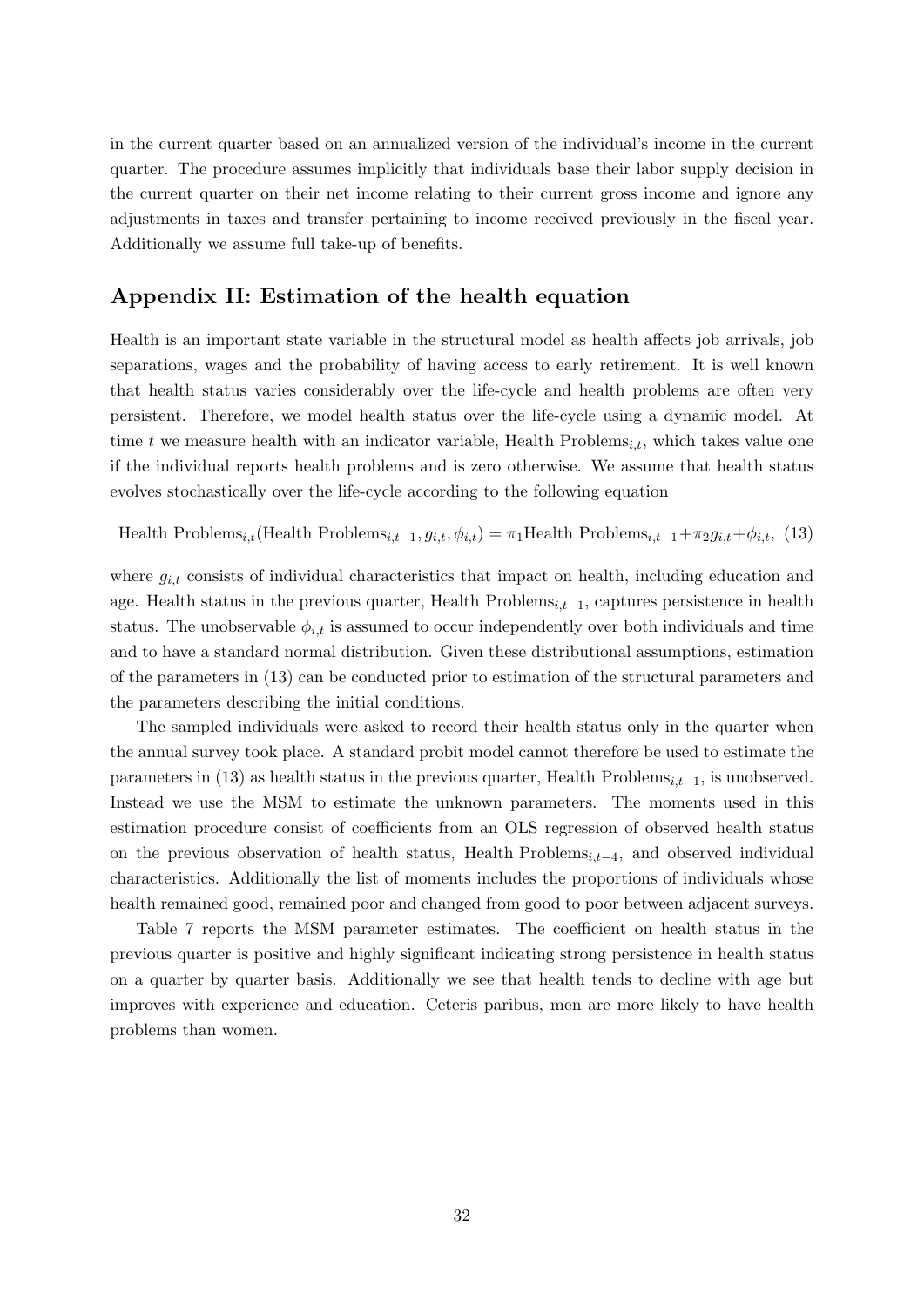in the current quarter based on an annualized version of the individual's income in the current quarter. The procedure assumes implicitly that individuals base their labor supply decision in the current quarter on their net income relating to their current gross income and ignore any adjustments in taxes and transfer pertaining to income received previously in the fiscal year. Additionally we assume full take-up of benefits.

## Appendix II: Estimation of the health equation

Health is an important state variable in the structural model as health affects job arrivals, job separations, wages and the probability of having access to early retirement. It is well known that health status varies considerably over the life-cycle and health problems are often very persistent. Therefore, we model health status over the life-cycle using a dynamic model. At time $t$ we measure health with an indicator variable, Health Problems$_{i,t}$, which takes value one if the individual reports health problems and is zero otherwise. We assume that health status evolves stochastically over the life-cycle according to the following equation

$$\text{Health Problems}_{i,t}(\text{Health Problems}_{i,t-1}, g_{i,t}, \phi_{i,t}) = \pi_1 \text{Health Problems}_{i,t-1} + \pi_2 g_{i,t} + \phi_{i,t}, \quad (13)$$

where $g_{i,t}$ consists of individual characteristics that impact on health, including education and age. Health status in the previous quarter, Health Problems$_{i,t-1}$, captures persistence in health status. The unobservable $\phi_{i,t}$ is assumed to occur independently over both individuals and time and to have a standard normal distribution. Given these distributional assumptions, estimation of the parameters in (13) can be conducted prior to estimation of the structural parameters and the parameters describing the initial conditions.

The sampled individuals were asked to record their health status only in the quarter when the annual survey took place. A standard probit model cannot therefore be used to estimate the parameters in (13) as health status in the previous quarter, Health Problems$_{i,t-1}$, is unobserved. Instead we use the MSM to estimate the unknown parameters. The moments used in this estimation procedure consist of coefficients from an OLS regression of observed health status on the previous observation of health status, Health Problems$_{i,t-4}$, and observed individual characteristics. Additionally the list of moments includes the proportions of individuals whose health remained good, remained poor and changed from good to poor between adjacent surveys.

Table 7 reports the MSM parameter estimates. The coefficient on health status in the previous quarter is positive and highly significant indicating strong persistence in health status on a quarter by quarter basis. Additionally we see that health tends to decline with age but improves with experience and education. Ceteris paribus, men are more likely to have health problems than women.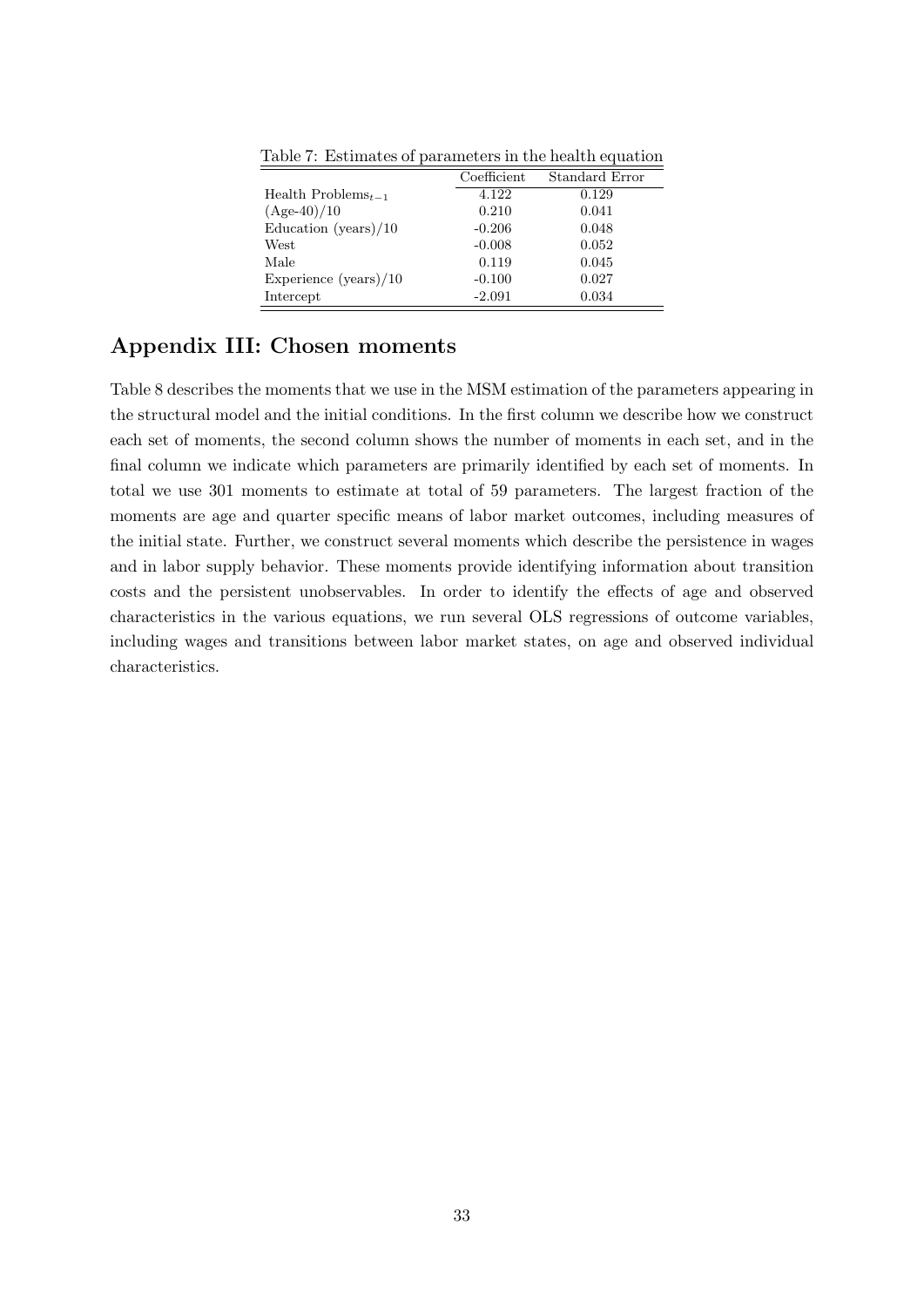Table 7: Estimates of parameters in the health equation

| | Coefficient | Standard Error |
|---|---|---|
| Health Problems$_{t-1}$ | 4.122 | 0.129 |
| (Age-40)/10 | 0.210 | 0.041 |
| Education (years)/10 | -0.206 | 0.048 |
| West | -0.008 | 0.052 |
| Male | 0.119 | 0.045 |
| Experience (years)/10 | -0.100 | 0.027 |
| Intercept | -2.091 | 0.034 |

## Appendix III: Chosen moments

Table 8 describes the moments that we use in the MSM estimation of the parameters appearing in the structural model and the initial conditions. In the first column we describe how we construct each set of moments, the second column shows the number of moments in each set, and in the final column we indicate which parameters are primarily identified by each set of moments. In total we use 301 moments to estimate at total of 59 parameters. The largest fraction of the moments are age and quarter specific means of labor market outcomes, including measures of the initial state. Further, we construct several moments which describe the persistence in wages and in labor supply behavior. These moments provide identifying information about transition costs and the persistent unobservables. In order to identify the effects of age and observed characteristics in the various equations, we run several OLS regressions of outcome variables, including wages and transitions between labor market states, on age and observed individual characteristics.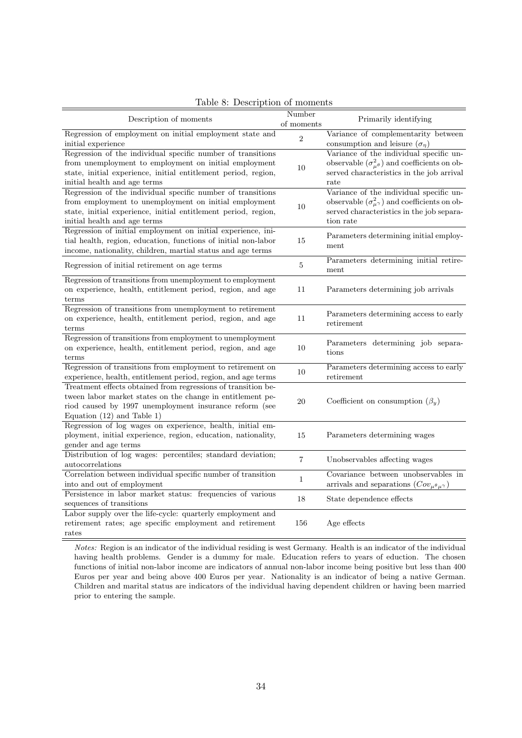Table 8: Description of moments

| Description of moments | Number of moments | Primarily identifying |
|---|---|---|
| Regression of employment on initial employment state and initial experience | 2 | Variance of complementarity between consumption and leisure ($\sigma_\eta$) |
| Regression of the individual specific number of transitions from unemployment to employment on initial employment state, initial experience, initial entitlement period, region, initial health and age terms | 10 | Variance of the individual specific unobservable ($\sigma^2_{\mu^\theta}$) and coefficients on observed characteristics in the job arrival rate |
| Regression of the individual specific number of transitions from employment to unemployment on initial employment state, initial experience, initial entitlement period, region, initial health and age terms | 10 | Variance of the individual specific unobservable ($\sigma^2_{\mu^\gamma}$) and coefficients on observed characteristics in the job separation rate |
| Regression of initial employment on initial experience, initial health, region, education, functions of initial non-labor income, nationality, children, martial status and age terms | 15 | Parameters determining initial employment |
| Regression of initial retirement on age terms | 5 | Parameters determining initial retirement |
| Regression of transitions from unemployment to employment on experience, health, entitlement period, region, and age terms | 11 | Parameters determining job arrivals |
| Regression of transitions from unemployment to retirement on experience, health, entitlement period, region, and age terms | 11 | Parameters determining access to early retirement |
| Regression of transitions from employment to unemployment on experience, health, entitlement period, region, and age terms | 10 | Parameters determining job separations |
| Regression of transitions from employment to retirement on experience, health, entitlement period, region, and age terms | 10 | Parameters determining access to early retirement |
| Treatment effects obtained from regressions of transition between labor market states on the change in entitlement period caused by 1997 unemployment insurance reform (see Equation (12) and Table 1) | 20 | Coefficient on consumption ($\beta_y$) |
| Regression of log wages on experience, health, initial employment, initial experience, region, education, nationality, gender and age terms | 15 | Parameters determining wages |
| Distribution of log wages: percentiles; standard deviation; autocorrelations | 7 | Unobservables affecting wages |
| Correlation between individual specific number of transition into and out of employment | 1 | Covariance between unobservables in arrivals and separations ($Cov_{\mu^\theta \mu^\gamma}$) |
| Persistence in labor market status: frequencies of various sequences of transitions | 18 | State dependence effects |
| Labor supply over the life-cycle: quarterly employment and retirement rates; age specific employment and retirement rates | 156 | Age effects |

*Notes:* Region is an indicator of the individual residing is west Germany. Health is an indicator of the individual having health problems. Gender is a dummy for male. Education refers to years of eduction. The chosen functions of initial non-labor income are indicators of annual non-labor income being positive but less than 400 Euros per year and being above 400 Euros per year. Nationality is an indicator of being a native German. Children and marital status are indicators of the individual having dependent children or having been married prior to entering the sample.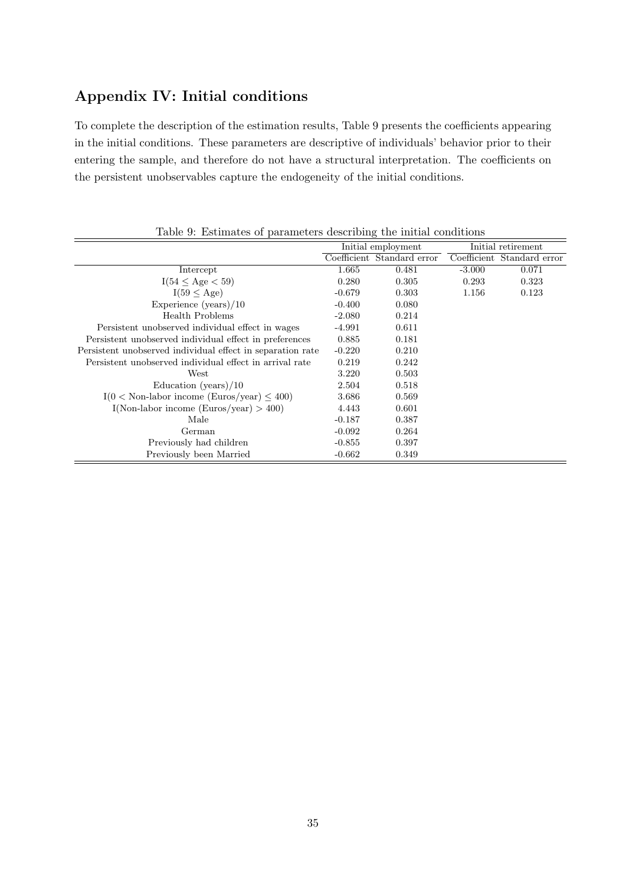## Appendix IV: Initial conditions

To complete the description of the estimation results, Table 9 presents the coefficients appearing in the initial conditions. These parameters are descriptive of individuals' behavior prior to their entering the sample, and therefore do not have a structural interpretation. The coefficients on the persistent unobservables capture the endogeneity of the initial conditions.

Table 9: Estimates of parameters describing the initial conditions

| | Initial employment | | Initial retirement | |
|---|---|---|---|---|
| | Coefficient | Standard error | Coefficient | Standard error |
| Intercept | 1.665 | 0.481 | -3.000 | 0.071 |
| $I(54 \leq \text{Age} < 59)$ | 0.280 | 0.305 | 0.293 | 0.323 |
| $I(59 \leq \text{Age})$ | -0.679 | 0.303 | 1.156 | 0.123 |
| Experience (years)/10 | -0.400 | 0.080 | | |
| Health Problems | -2.080 | 0.214 | | |
| Persistent unobserved individual effect in wages | -4.991 | 0.611 | | |
| Persistent unobserved individual effect in preferences | 0.885 | 0.181 | | |
| Persistent unobserved individual effect in separation rate | -0.220 | 0.210 | | |
| Persistent unobserved individual effect in arrival rate | 0.219 | 0.242 | | |
| West | 3.220 | 0.503 | | |
| Education (years)/10 | 2.504 | 0.518 | | |
| $I(0 < \text{Non-labor income (Euros/year)} \leq 400)$ | 3.686 | 0.569 | | |
| $I(\text{Non-labor income (Euros/year)} > 400)$ | 4.443 | 0.601 | | |
| Male | -0.187 | 0.387 | | |
| German | -0.092 | 0.264 | | |
| Previously had children | -0.855 | 0.397 | | |
| Previously been Married | -0.662 | 0.349 | | |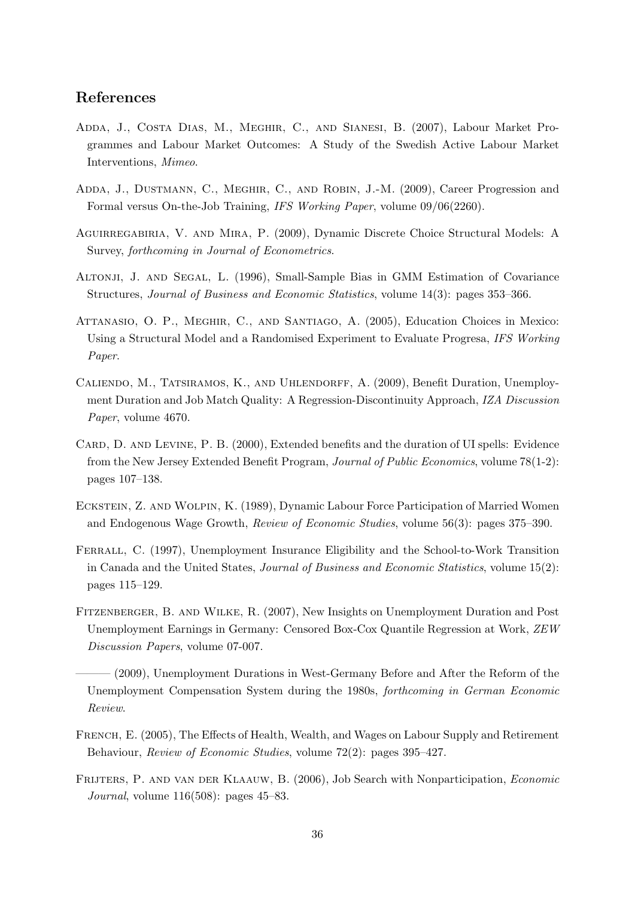## References

Adda, J., Costa Dias, M., Meghir, C., and Sianesi, B. (2007), Labour Market Programmes and Labour Market Outcomes: A Study of the Swedish Active Labour Market Interventions, *Mimeo*.

Adda, J., Dustmann, C., Meghir, C., and Robin, J.-M. (2009), Career Progression and Formal versus On-the-Job Training, *IFS Working Paper*, volume 09/06(2260).

Aguirregabiria, V. and Mira, P. (2009), Dynamic Discrete Choice Structural Models: A Survey, *forthcoming in Journal of Econometrics*.

Altonji, J. and Segal, L. (1996), Small-Sample Bias in GMM Estimation of Covariance Structures, *Journal of Business and Economic Statistics*, volume 14(3): pages 353–366.

Attanasio, O. P., Meghir, C., and Santiago, A. (2005), Education Choices in Mexico: Using a Structural Model and a Randomised Experiment to Evaluate Progresa, *IFS Working Paper*.

Caliendo, M., Tatsiramos, K., and Uhlendorff, A. (2009), Benefit Duration, Unemployment Duration and Job Match Quality: A Regression-Discontinuity Approach, *IZA Discussion Paper*, volume 4670.

Card, D. and Levine, P. B. (2000), Extended benefits and the duration of UI spells: Evidence from the New Jersey Extended Benefit Program, *Journal of Public Economics*, volume 78(1-2): pages 107–138.

Eckstein, Z. and Wolpin, K. (1989), Dynamic Labour Force Participation of Married Women and Endogenous Wage Growth, *Review of Economic Studies*, volume 56(3): pages 375–390.

Ferrall, C. (1997), Unemployment Insurance Eligibility and the School-to-Work Transition in Canada and the United States, *Journal of Business and Economic Statistics*, volume 15(2): pages 115–129.

Fitzenberger, B. and Wilke, R. (2007), New Insights on Unemployment Duration and Post Unemployment Earnings in Germany: Censored Box-Cox Quantile Regression at Work, *ZEW Discussion Papers*, volume 07-007.

——— (2009), Unemployment Durations in West-Germany Before and After the Reform of the Unemployment Compensation System during the 1980s, *forthcoming in German Economic Review*.

French, E. (2005), The Effects of Health, Wealth, and Wages on Labour Supply and Retirement Behaviour, *Review of Economic Studies*, volume 72(2): pages 395–427.

Frijters, P. and van der Klaauw, B. (2006), Job Search with Nonparticipation, *Economic Journal*, volume 116(508): pages 45–83.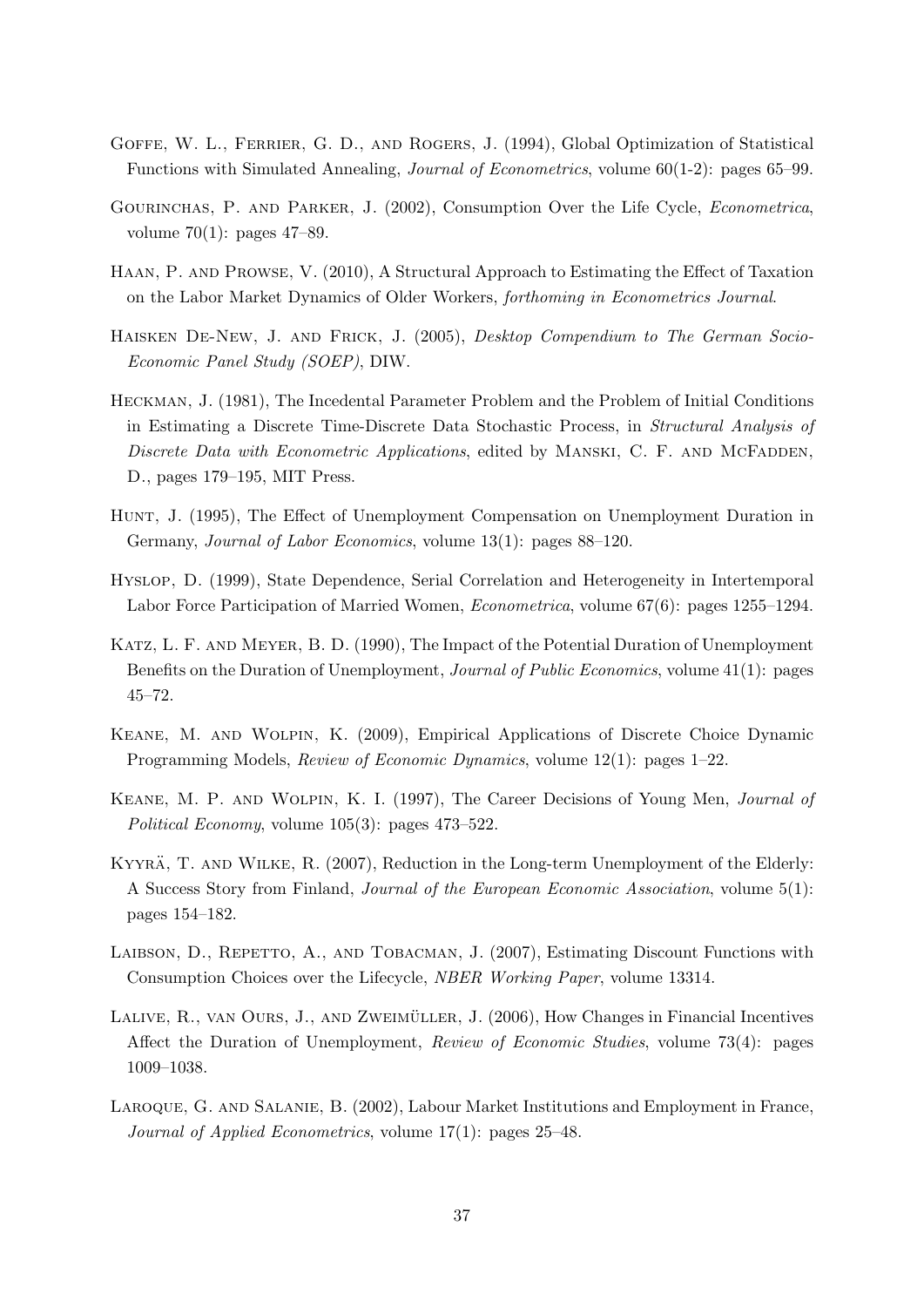Goffe, W. L., Ferrier, G. D., and Rogers, J. (1994), Global Optimization of Statistical Functions with Simulated Annealing, *Journal of Econometrics*, volume 60(1-2): pages 65–99.

Gourinchas, P. and Parker, J. (2002), Consumption Over the Life Cycle, *Econometrica*, volume 70(1): pages 47–89.

Haan, P. and Prowse, V. (2010), A Structural Approach to Estimating the Effect of Taxation on the Labor Market Dynamics of Older Workers, *forthoming in Econometrics Journal*.

Haisken De-New, J. and Frick, J. (2005), *Desktop Compendium to The German Socio-Economic Panel Study (SOEP)*, DIW.

Heckman, J. (1981), The Incedental Parameter Problem and the Problem of Initial Conditions in Estimating a Discrete Time-Discrete Data Stochastic Process, in *Structural Analysis of Discrete Data with Econometric Applications*, edited by Manski, C. F. and McFadden, D., pages 179–195, MIT Press.

Hunt, J. (1995), The Effect of Unemployment Compensation on Unemployment Duration in Germany, *Journal of Labor Economics*, volume 13(1): pages 88–120.

Hyslop, D. (1999), State Dependence, Serial Correlation and Heterogeneity in Intertemporal Labor Force Participation of Married Women, *Econometrica*, volume 67(6): pages 1255–1294.

Katz, L. F. and Meyer, B. D. (1990), The Impact of the Potential Duration of Unemployment Benefits on the Duration of Unemployment, *Journal of Public Economics*, volume 41(1): pages 45–72.

Keane, M. and Wolpin, K. (2009), Empirical Applications of Discrete Choice Dynamic Programming Models, *Review of Economic Dynamics*, volume 12(1): pages 1–22.

Keane, M. P. and Wolpin, K. I. (1997), The Career Decisions of Young Men, *Journal of Political Economy*, volume 105(3): pages 473–522.

Kyyrä, T. and Wilke, R. (2007), Reduction in the Long-term Unemployment of the Elderly: A Success Story from Finland, *Journal of the European Economic Association*, volume 5(1): pages 154–182.

Laibson, D., Repetto, A., and Tobacman, J. (2007), Estimating Discount Functions with Consumption Choices over the Lifecycle, *NBER Working Paper*, volume 13314.

Lalive, R., van Ours, J., and Zweimüller, J. (2006), How Changes in Financial Incentives Affect the Duration of Unemployment, *Review of Economic Studies*, volume 73(4): pages 1009–1038.

Laroque, G. and Salanie, B. (2002), Labour Market Institutions and Employment in France, *Journal of Applied Econometrics*, volume 17(1): pages 25–48.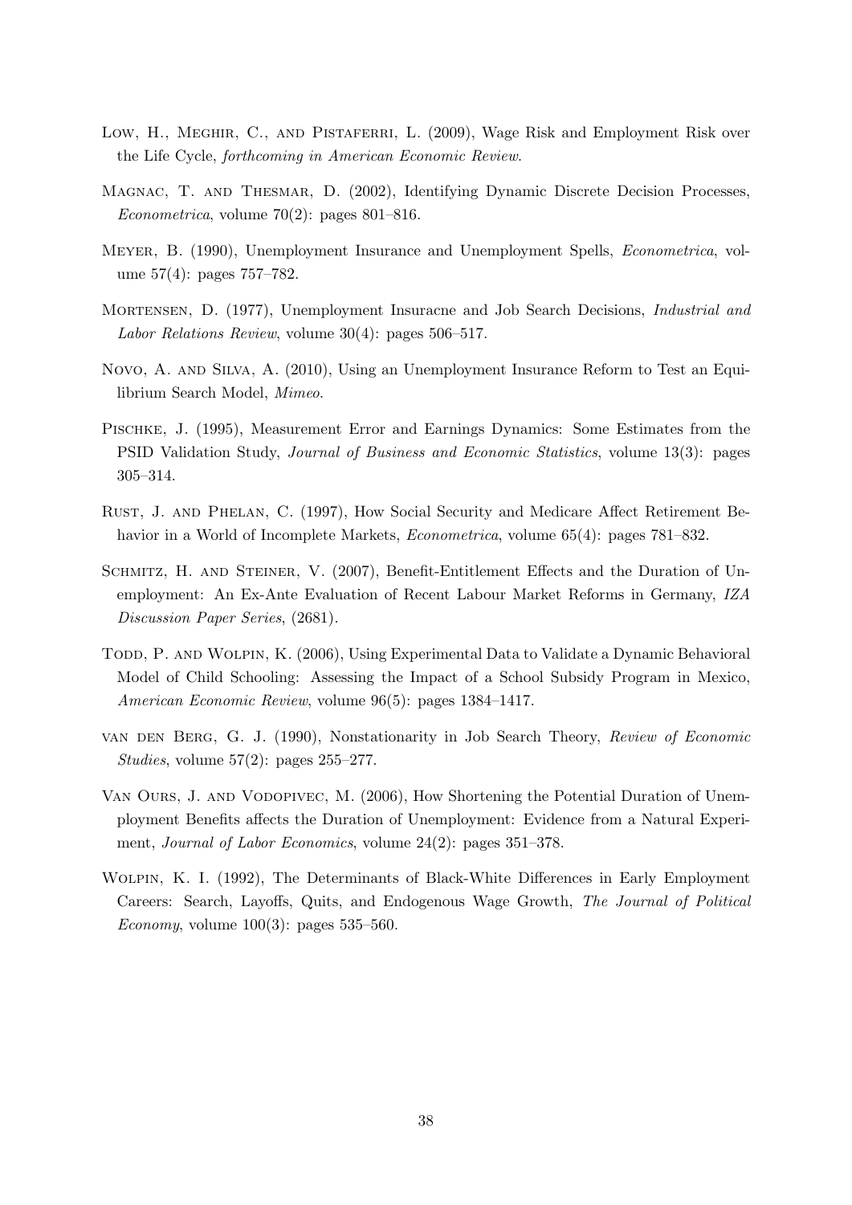Low, H., Meghir, C., and Pistaferri, L. (2009), Wage Risk and Employment Risk over the Life Cycle, *forthcoming in American Economic Review*.

Magnac, T. and Thesmar, D. (2002), Identifying Dynamic Discrete Decision Processes, *Econometrica*, volume 70(2): pages 801–816.

Meyer, B. (1990), Unemployment Insurance and Unemployment Spells, *Econometrica*, volume 57(4): pages 757–782.

Mortensen, D. (1977), Unemployment Insuracne and Job Search Decisions, *Industrial and Labor Relations Review*, volume 30(4): pages 506–517.

Novo, A. and Silva, A. (2010), Using an Unemployment Insurance Reform to Test an Equilibrium Search Model, *Mimeo*.

Pischke, J. (1995), Measurement Error and Earnings Dynamics: Some Estimates from the PSID Validation Study, *Journal of Business and Economic Statistics*, volume 13(3): pages 305–314.

Rust, J. and Phelan, C. (1997), How Social Security and Medicare Affect Retirement Behavior in a World of Incomplete Markets, *Econometrica*, volume 65(4): pages 781–832.

Schmitz, H. and Steiner, V. (2007), Benefit-Entitlement Effects and the Duration of Unemployment: An Ex-Ante Evaluation of Recent Labour Market Reforms in Germany, *IZA Discussion Paper Series*, (2681).

Todd, P. and Wolpin, K. (2006), Using Experimental Data to Validate a Dynamic Behavioral Model of Child Schooling: Assessing the Impact of a School Subsidy Program in Mexico, *American Economic Review*, volume 96(5): pages 1384–1417.

van den Berg, G. J. (1990), Nonstationarity in Job Search Theory, *Review of Economic Studies*, volume 57(2): pages 255–277.

Van Ours, J. and Vodopivec, M. (2006), How Shortening the Potential Duration of Unemployment Benefits affects the Duration of Unemployment: Evidence from a Natural Experiment, *Journal of Labor Economics*, volume 24(2): pages 351–378.

Wolpin, K. I. (1992), The Determinants of Black-White Differences in Early Employment Careers: Search, Layoffs, Quits, and Endogenous Wage Growth, *The Journal of Political Economy*, volume 100(3): pages 535–560.